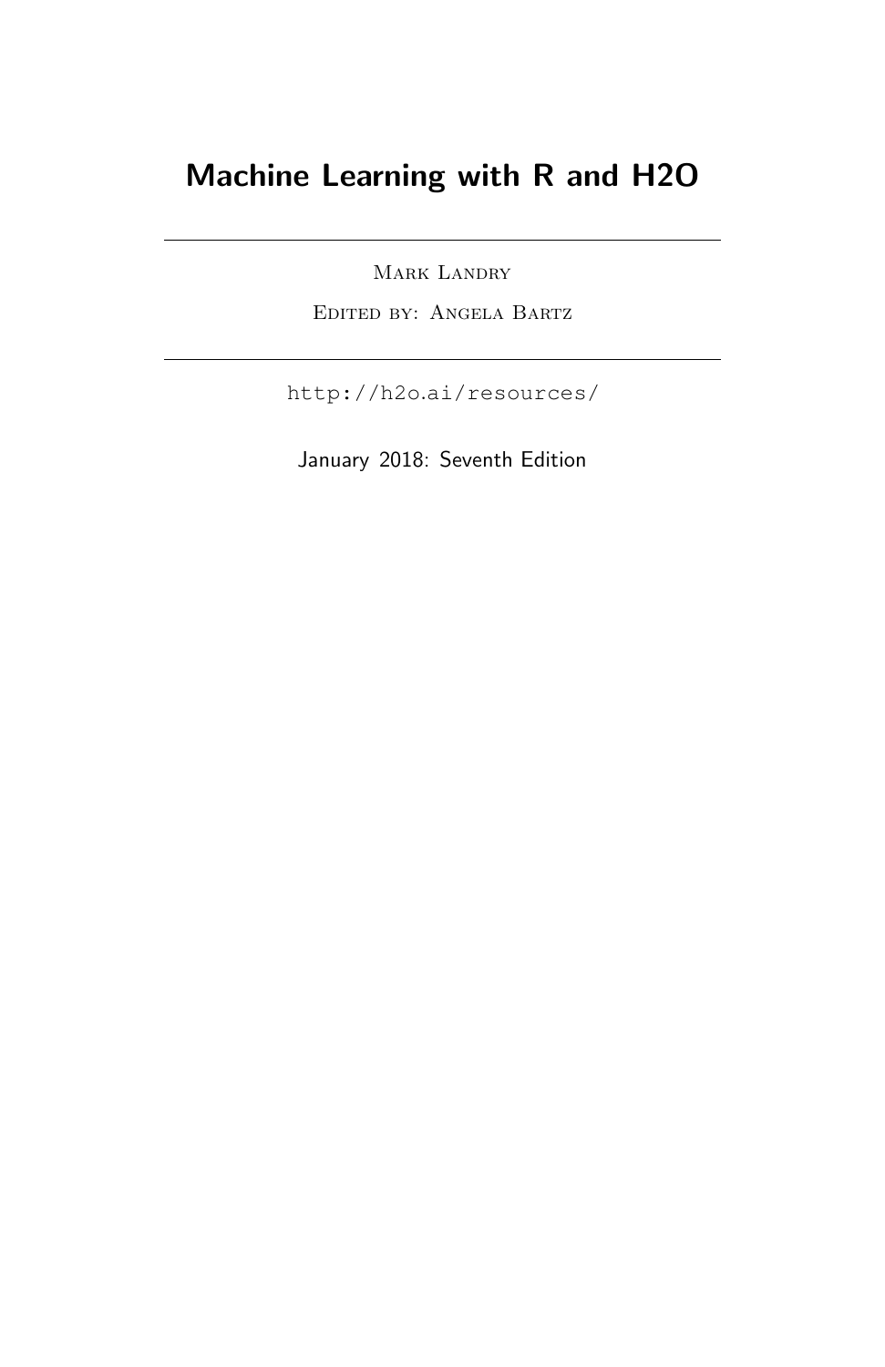# Machine Learning with R and H2O

Mark Landry

Edited by: Angela Bartz

http://h2o.ai/resources/

January 2018: Seventh Edition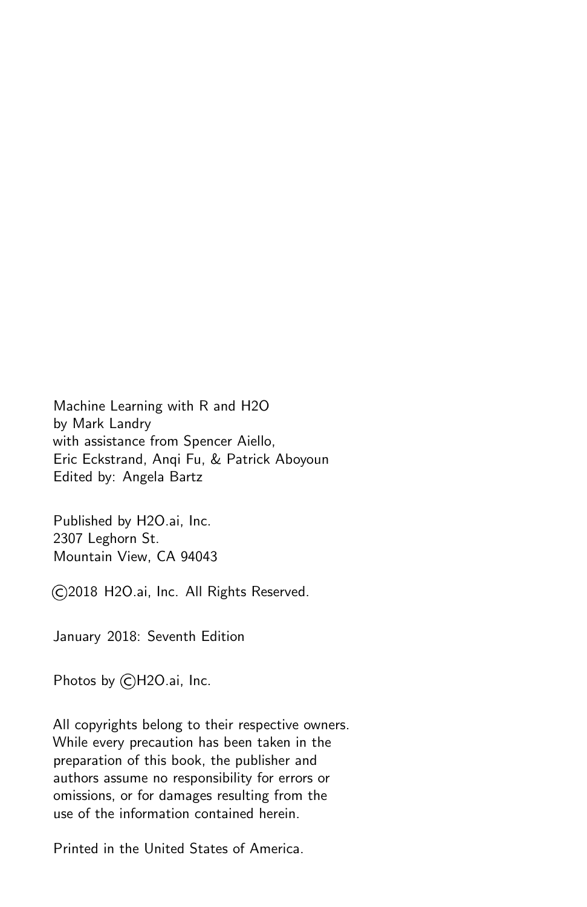Machine Learning with R and H2O  
by Mark Landry  
with assistance from Spencer Aiello,  
Eric Eckstrand, Anqi Fu, & Patrick Aboyoun  
Edited by: Angela Bartz

Published by H2O.ai, Inc.  
2307 Leghorn St.  
Mountain View, CA 94043

©2018 H2O.ai, Inc. All Rights Reserved.

January 2018: Seventh Edition

Photos by ©H2O.ai, Inc.

All copyrights belong to their respective owners.  
While every precaution has been taken in the  
preparation of this book, the publisher and  
authors assume no responsibility for errors or  
omissions, or for damages resulting from the  
use of the information contained herein.

Printed in the United States of America.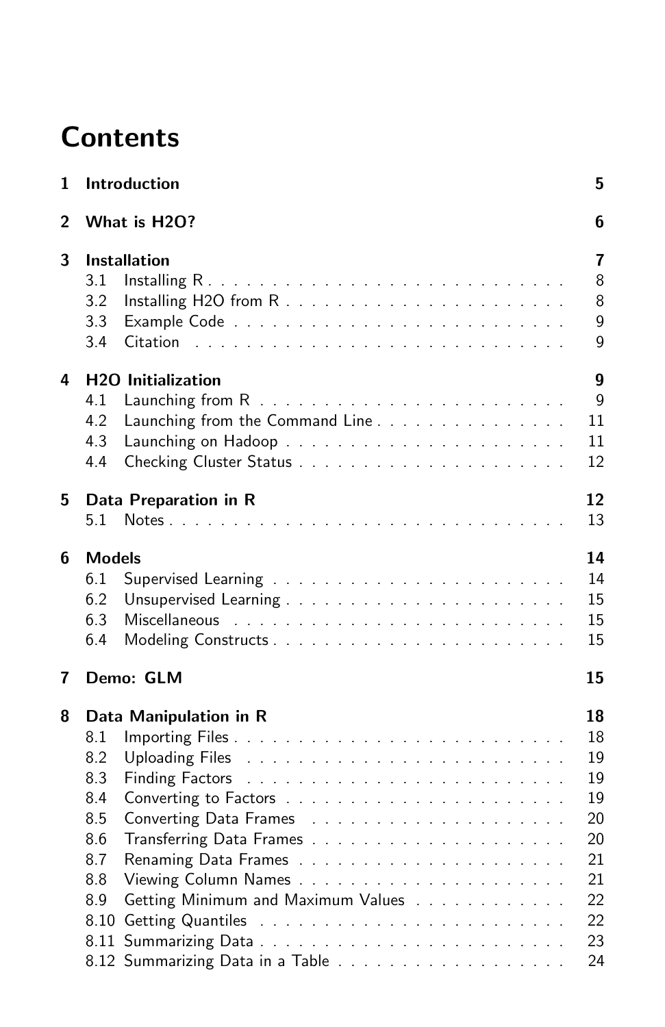# Contents

**1 Introduction** **5**

**2 What is H2O?** **6**

**3 Installation** **7**

- 3.1 Installing R . . . . . . . . . . . . . . . . . . . . . . . . . . . . 8
- 3.2 Installing H2O from R . . . . . . . . . . . . . . . . . . . . . . 8
- 3.3 Example Code . . . . . . . . . . . . . . . . . . . . . . . . . . 9
- 3.4 Citation . . . . . . . . . . . . . . . . . . . . . . . . . . . . . 9

**4 H2O Initialization** **9**

- 4.1 Launching from R . . . . . . . . . . . . . . . . . . . . . . . . 9
- 4.2 Launching from the Command Line . . . . . . . . . . . . . . . 11
- 4.3 Launching on Hadoop . . . . . . . . . . . . . . . . . . . . . . 11
- 4.4 Checking Cluster Status . . . . . . . . . . . . . . . . . . . . . 12

**5 Data Preparation in R** **12**

- 5.1 Notes . . . . . . . . . . . . . . . . . . . . . . . . . . . . . . . 13

**6 Models** **14**

- 6.1 Supervised Learning . . . . . . . . . . . . . . . . . . . . . . . 14
- 6.2 Unsupervised Learning . . . . . . . . . . . . . . . . . . . . . . 15
- 6.3 Miscellaneous . . . . . . . . . . . . . . . . . . . . . . . . . . 15
- 6.4 Modeling Constructs . . . . . . . . . . . . . . . . . . . . . . . 15

**7 Demo: GLM** **15**

**8 Data Manipulation in R** **18**

- 8.1 Importing Files . . . . . . . . . . . . . . . . . . . . . . . . . 18
- 8.2 Uploading Files . . . . . . . . . . . . . . . . . . . . . . . . . 19
- 8.3 Finding Factors . . . . . . . . . . . . . . . . . . . . . . . . . 19
- 8.4 Converting to Factors . . . . . . . . . . . . . . . . . . . . . . 19
- 8.5 Converting Data Frames . . . . . . . . . . . . . . . . . . . . . 20
- 8.6 Transferring Data Frames . . . . . . . . . . . . . . . . . . . . 20
- 8.7 Renaming Data Frames . . . . . . . . . . . . . . . . . . . . . 21
- 8.8 Viewing Column Names . . . . . . . . . . . . . . . . . . . . . 21
- 8.9 Getting Minimum and Maximum Values . . . . . . . . . . . . 22
- 8.10 Getting Quantiles . . . . . . . . . . . . . . . . . . . . . . . . 22
- 8.11 Summarizing Data . . . . . . . . . . . . . . . . . . . . . . . . 23
- 8.12 Summarizing Data in a Table . . . . . . . . . . . . . . . . . . 24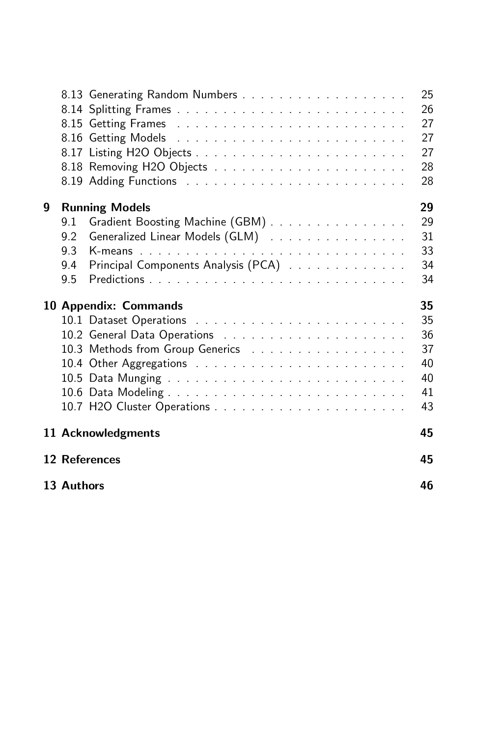8.13 Generating Random Numbers . . . . . . . . . . . . . . . . . . 25
8.14 Splitting Frames . . . . . . . . . . . . . . . . . . . . . . . . 26
8.15 Getting Frames . . . . . . . . . . . . . . . . . . . . . . . . 27
8.16 Getting Models . . . . . . . . . . . . . . . . . . . . . . . . 27
8.17 Listing H2O Objects . . . . . . . . . . . . . . . . . . . . . . 27
8.18 Removing H2O Objects . . . . . . . . . . . . . . . . . . . . 28
8.19 Adding Functions . . . . . . . . . . . . . . . . . . . . . . . 28

**9 Running Models 29**

9.1 Gradient Boosting Machine (GBM) . . . . . . . . . . . . . . . 29
9.2 Generalized Linear Models (GLM) . . . . . . . . . . . . . . . 31
9.3 K-means . . . . . . . . . . . . . . . . . . . . . . . . . . . . 33
9.4 Principal Components Analysis (PCA) . . . . . . . . . . . . . 34
9.5 Predictions . . . . . . . . . . . . . . . . . . . . . . . . . . . 34

**10 Appendix: Commands 35**

10.1 Dataset Operations . . . . . . . . . . . . . . . . . . . . . . 35
10.2 General Data Operations . . . . . . . . . . . . . . . . . . . 36
10.3 Methods from Group Generics . . . . . . . . . . . . . . . . . 37
10.4 Other Aggregations . . . . . . . . . . . . . . . . . . . . . . 40
10.5 Data Munging . . . . . . . . . . . . . . . . . . . . . . . . . 40
10.6 Data Modeling . . . . . . . . . . . . . . . . . . . . . . . . . 41
10.7 H2O Cluster Operations . . . . . . . . . . . . . . . . . . . . 43

**11 Acknowledgments 45**

**12 References 45**

**13 Authors 46**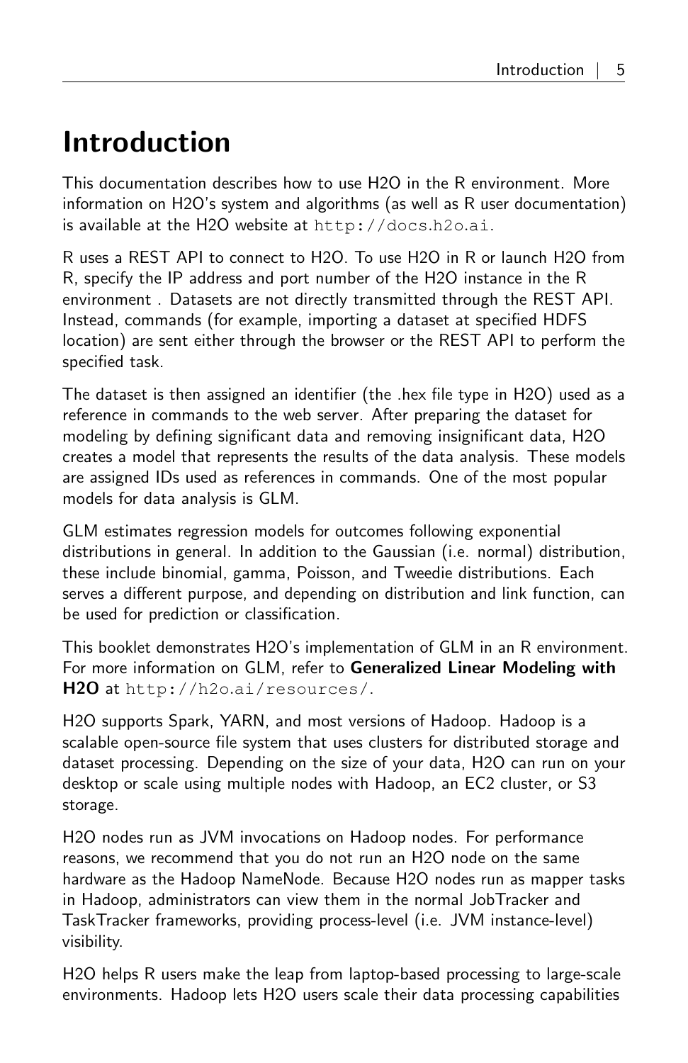# Introduction

This documentation describes how to use H2O in the R environment. More information on H2O's system and algorithms (as well as R user documentation) is available at the H2O website at `http://docs.h2o.ai`.

R uses a REST API to connect to H2O. To use H2O in R or launch H2O from R, specify the IP address and port number of the H2O instance in the R environment . Datasets are not directly transmitted through the REST API. Instead, commands (for example, importing a dataset at specified HDFS location) are sent either through the browser or the REST API to perform the specified task.

The dataset is then assigned an identifier (the .hex file type in H2O) used as a reference in commands to the web server. After preparing the dataset for modeling by defining significant data and removing insignificant data, H2O creates a model that represents the results of the data analysis. These models are assigned IDs used as references in commands. One of the most popular models for data analysis is GLM.

GLM estimates regression models for outcomes following exponential distributions in general. In addition to the Gaussian (i.e. normal) distribution, these include binomial, gamma, Poisson, and Tweedie distributions. Each serves a different purpose, and depending on distribution and link function, can be used for prediction or classification.

This booklet demonstrates H2O's implementation of GLM in an R environment. For more information on GLM, refer to **Generalized Linear Modeling with H2O** at `http://h2o.ai/resources/`.

H2O supports Spark, YARN, and most versions of Hadoop. Hadoop is a scalable open-source file system that uses clusters for distributed storage and dataset processing. Depending on the size of your data, H2O can run on your desktop or scale using multiple nodes with Hadoop, an EC2 cluster, or S3 storage.

H2O nodes run as JVM invocations on Hadoop nodes. For performance reasons, we recommend that you do not run an H2O node on the same hardware as the Hadoop NameNode. Because H2O nodes run as mapper tasks in Hadoop, administrators can view them in the normal JobTracker and TaskTracker frameworks, providing process-level (i.e. JVM instance-level) visibility.

H2O helps R users make the leap from laptop-based processing to large-scale environments. Hadoop lets H2O users scale their data processing capabilities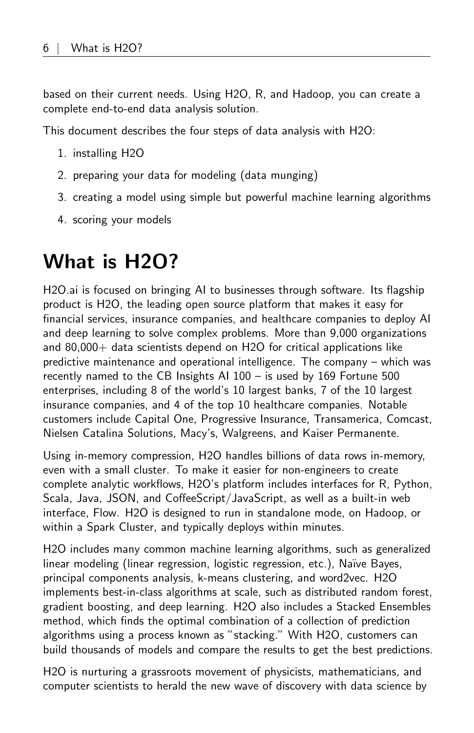based on their current needs. Using H2O, R, and Hadoop, you can create a complete end-to-end data analysis solution.

This document describes the four steps of data analysis with H2O:

1. installing H2O
2. preparing your data for modeling (data munging)
3. creating a model using simple but powerful machine learning algorithms
4. scoring your models

# What is H2O?

H2O.ai is focused on bringing AI to businesses through software. Its flagship product is H2O, the leading open source platform that makes it easy for financial services, insurance companies, and healthcare companies to deploy AI and deep learning to solve complex problems. More than 9,000 organizations and 80,000+ data scientists depend on H2O for critical applications like predictive maintenance and operational intelligence. The company – which was recently named to the CB Insights AI 100 – is used by 169 Fortune 500 enterprises, including 8 of the world's 10 largest banks, 7 of the 10 largest insurance companies, and 4 of the top 10 healthcare companies. Notable customers include Capital One, Progressive Insurance, Transamerica, Comcast, Nielsen Catalina Solutions, Macy's, Walgreens, and Kaiser Permanente.

Using in-memory compression, H2O handles billions of data rows in-memory, even with a small cluster. To make it easier for non-engineers to create complete analytic workflows, H2O's platform includes interfaces for R, Python, Scala, Java, JSON, and CoffeeScript/JavaScript, as well as a built-in web interface, Flow. H2O is designed to run in standalone mode, on Hadoop, or within a Spark Cluster, and typically deploys within minutes.

H2O includes many common machine learning algorithms, such as generalized linear modeling (linear regression, logistic regression, etc.), Naïve Bayes, principal components analysis, k-means clustering, and word2vec. H2O implements best-in-class algorithms at scale, such as distributed random forest, gradient boosting, and deep learning. H2O also includes a Stacked Ensembles method, which finds the optimal combination of a collection of prediction algorithms using a process known as "stacking." With H2O, customers can build thousands of models and compare the results to get the best predictions.

H2O is nurturing a grassroots movement of physicists, mathematicians, and computer scientists to herald the new wave of discovery with data science by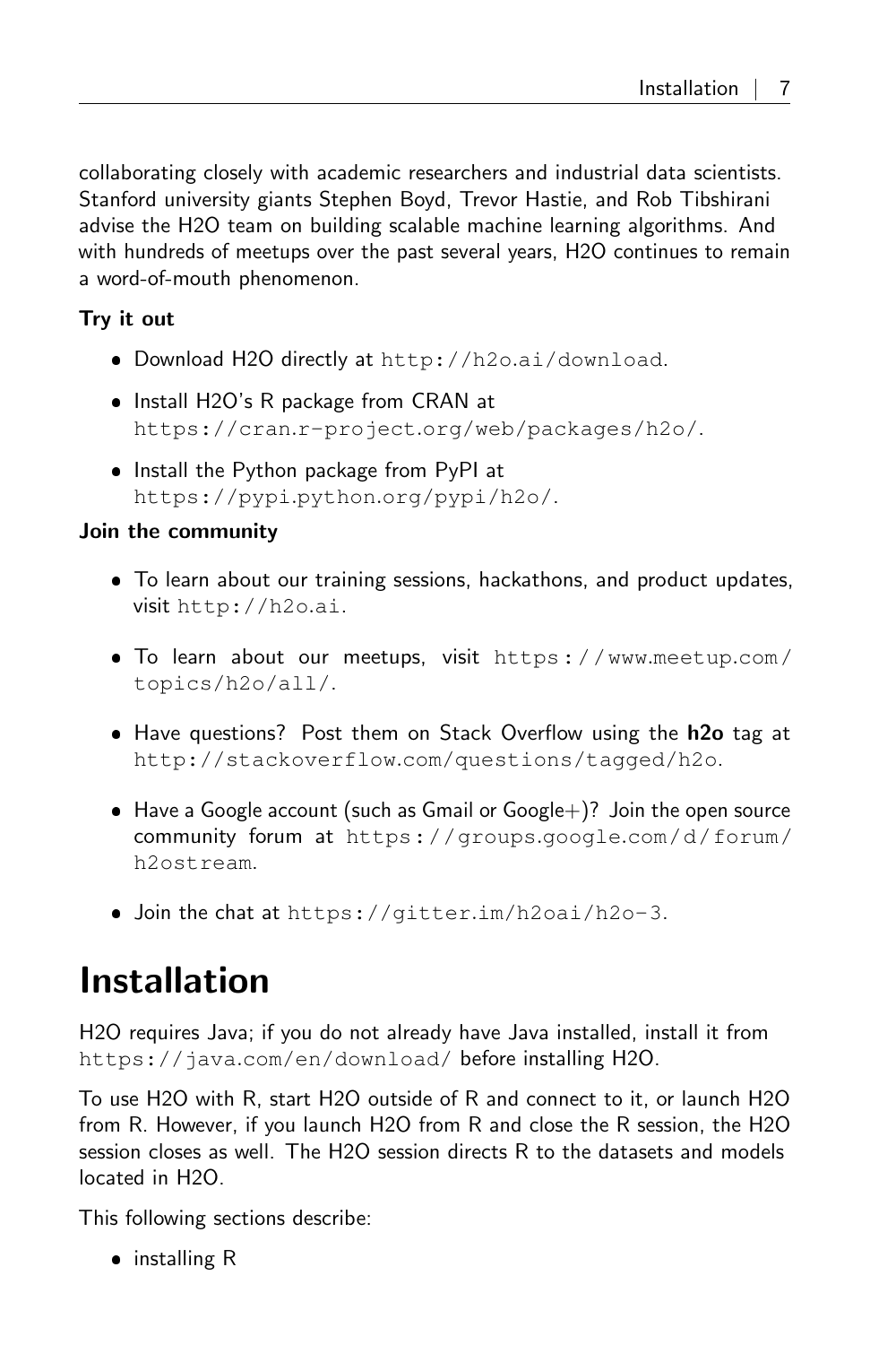collaborating closely with academic researchers and industrial data scientists. Stanford university giants Stephen Boyd, Trevor Hastie, and Rob Tibshirani advise the H2O team on building scalable machine learning algorithms. And with hundreds of meetups over the past several years, H2O continues to remain a word-of-mouth phenomenon.

**Try it out**

- Download H2O directly at `http://h2o.ai/download`.
- Install H2O's R package from CRAN at `https://cran.r-project.org/web/packages/h2o/`.
- Install the Python package from PyPI at `https://pypi.python.org/pypi/h2o/`.

**Join the community**

- To learn about our training sessions, hackathons, and product updates, visit `http://h2o.ai`.
- To learn about our meetups, visit `https://www.meetup.com/topics/h2o/all/`.
- Have questions? Post them on Stack Overflow using the **h2o** tag at `http://stackoverflow.com/questions/tagged/h2o`.
- Have a Google account (such as Gmail or Google+)? Join the open source community forum at `https://groups.google.com/d/forum/h2ostream`.
- Join the chat at `https://gitter.im/h2oai/h2o-3`.

# Installation

H2O requires Java; if you do not already have Java installed, install it from `https://java.com/en/download/` before installing H2O.

To use H2O with R, start H2O outside of R and connect to it, or launch H2O from R. However, if you launch H2O from R and close the R session, the H2O session closes as well. The H2O session directs R to the datasets and models located in H2O.

This following sections describe:

- installing R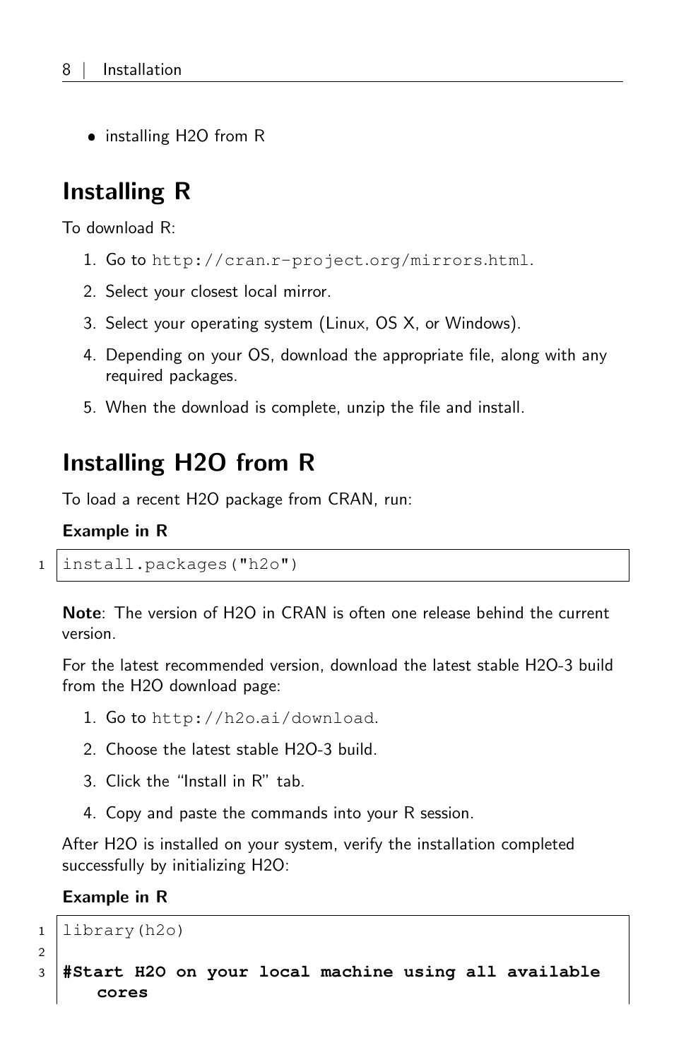- installing H2O from R

## Installing R

To download R:

1. Go to http://cran.r-project.org/mirrors.html.
2. Select your closest local mirror.
3. Select your operating system (Linux, OS X, or Windows).
4. Depending on your OS, download the appropriate file, along with any required packages.
5. When the download is complete, unzip the file and install.

## Installing H2O from R

To load a recent H2O package from CRAN, run:

**Example in R**

```
install.packages("h2o")
```

**Note**: The version of H2O in CRAN is often one release behind the current version.

For the latest recommended version, download the latest stable H2O-3 build from the H2O download page:

1. Go to http://h2o.ai/download.
2. Choose the latest stable H2O-3 build.
3. Click the "Install in R" tab.
4. Copy and paste the commands into your R session.

After H2O is installed on your system, verify the installation completed successfully by initializing H2O:

**Example in R**

```
library(h2o)

#Start H2O on your local machine using all available
   cores
```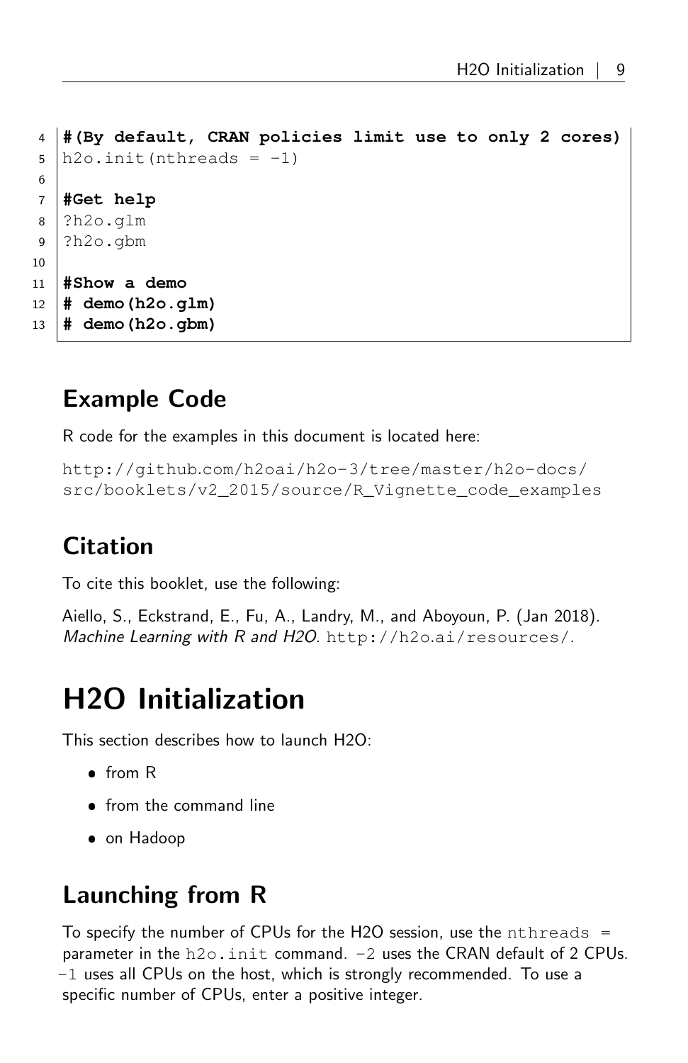```r
#(By default, CRAN policies limit use to only 2 cores)
h2o.init(nthreads = -1)

#Get help
?h2o.glm
?h2o.gbm

#Show a demo
# demo(h2o.glm)
# demo(h2o.gbm)
```

## Example Code

R code for the examples in this document is located here:

http://github.com/h2oai/h2o-3/tree/master/h2o-docs/src/booklets/v2_2015/source/R_Vignette_code_examples

## Citation

To cite this booklet, use the following:

Aiello, S., Eckstrand, E., Fu, A., Landry, M., and Aboyoun, P. (Jan 2018). *Machine Learning with R and H2O*. http://h2o.ai/resources/.

# H2O Initialization

This section describes how to launch H2O:

- from R
- from the command line
- on Hadoop

## Launching from R

To specify the number of CPUs for the H2O session, use the `nthreads =` parameter in the `h2o.init` command. `-2` uses the CRAN default of 2 CPUs. `-1` uses all CPUs on the host, which is strongly recommended. To use a specific number of CPUs, enter a positive integer.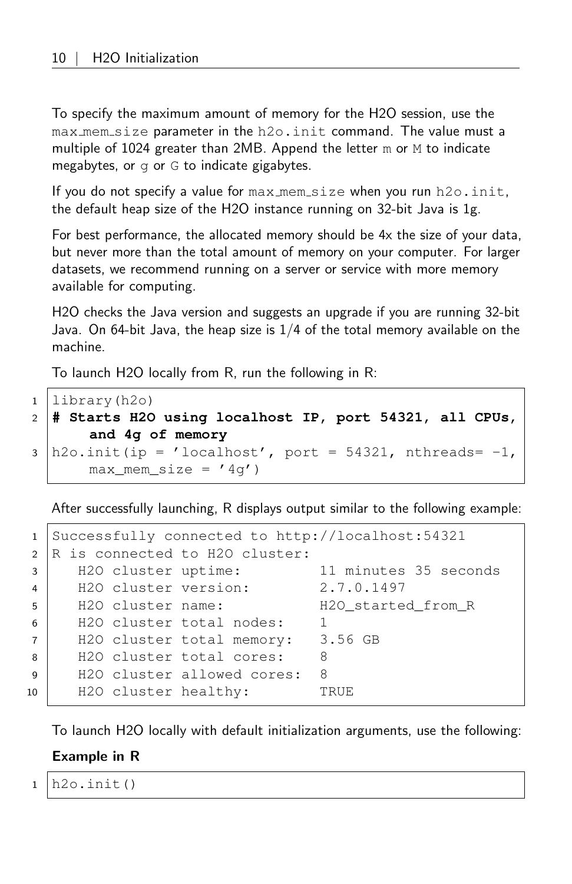To specify the maximum amount of memory for the H2O session, use the `max_mem_size` parameter in the `h2o.init` command. The value must a multiple of 1024 greater than 2MB. Append the letter `m` or `M` to indicate megabytes, or `g` or `G` to indicate gigabytes.

If you do not specify a value for `max_mem_size` when you run `h2o.init`, the default heap size of the H2O instance running on 32-bit Java is 1g.

For best performance, the allocated memory should be 4x the size of your data, but never more than the total amount of memory on your computer. For larger datasets, we recommend running on a server or service with more memory available for computing.

H2O checks the Java version and suggests an upgrade if you are running 32-bit Java. On 64-bit Java, the heap size is 1/4 of the total memory available on the machine.

To launch H2O locally from R, run the following in R:

```
library(h2o)
# Starts H2O using localhost IP, port 54321, all CPUs,
    and 4g of memory
h2o.init(ip = 'localhost', port = 54321, nthreads= -1,
    max_mem_size = '4g')
```

After successfully launching, R displays output similar to the following example:

```
Successfully connected to http://localhost:54321
R is connected to H2O cluster:
   H2O cluster uptime:         11 minutes 35 seconds
   H2O cluster version:        2.7.0.1497
   H2O cluster name:           H2O_started_from_R
   H2O cluster total nodes:    1
   H2O cluster total memory:   3.56 GB
   H2O cluster total cores:    8
   H2O cluster allowed cores:  8
   H2O cluster healthy:        TRUE
```

To launch H2O locally with default initialization arguments, use the following:

**Example in R**

```
h2o.init()
```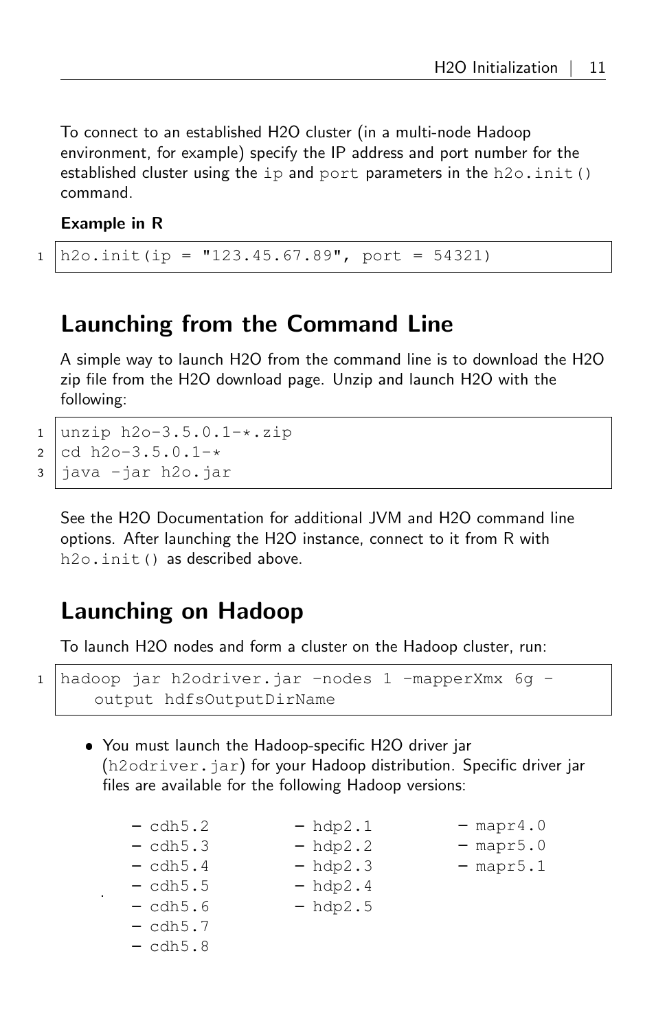To connect to an established H2O cluster (in a multi-node Hadoop environment, for example) specify the IP address and port number for the established cluster using the `ip` and `port` parameters in the `h2o.init()` command.

**Example in R**

```
h2o.init(ip = "123.45.67.89", port = 54321)
```

## Launching from the Command Line

A simple way to launch H2O from the command line is to download the H2O zip file from the H2O download page. Unzip and launch H2O with the following:

```
unzip h2o-3.5.0.1-*.zip
cd h2o-3.5.0.1-*
java -jar h2o.jar
```

See the H2O Documentation for additional JVM and H2O command line options. After launching the H2O instance, connect to it from R with `h2o.init()` as described above.

## Launching on Hadoop

To launch H2O nodes and form a cluster on the Hadoop cluster, run:

```
hadoop jar h2odriver.jar -nodes 1 -mapperXmx 6g -
    output hdfsOutputDirName
```

- You must launch the Hadoop-specific H2O driver jar (`h2odriver.jar`) for your Hadoop distribution. Specific driver jar files are available for the following Hadoop versions:
  - cdh5.2
  - cdh5.3
  - cdh5.4
  - cdh5.5
  - cdh5.6
  - cdh5.7
  - cdh5.8
  - hdp2.1
  - hdp2.2
  - hdp2.3
  - hdp2.4
  - hdp2.5
  - mapr4.0
  - mapr5.0
  - mapr5.1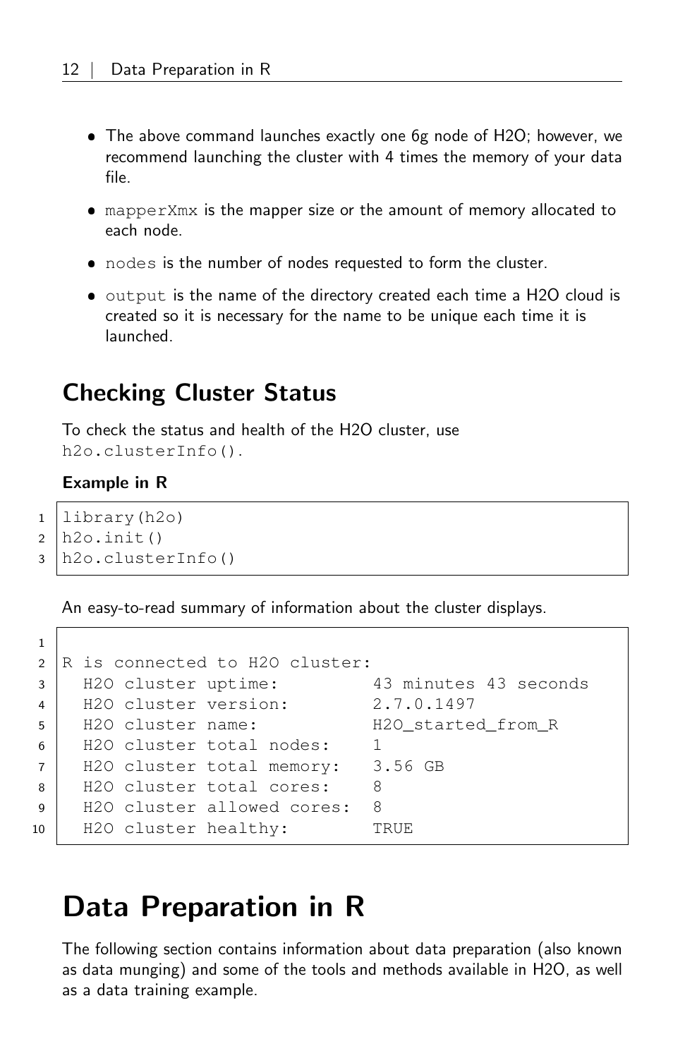- The above command launches exactly one 6g node of H2O; however, we recommend launching the cluster with 4 times the memory of your data file.
- `mapperXmx` is the mapper size or the amount of memory allocated to each node.
- `nodes` is the number of nodes requested to form the cluster.
- `output` is the name of the directory created each time a H2O cloud is created so it is necessary for the name to be unique each time it is launched.

## Checking Cluster Status

To check the status and health of the H2O cluster, use `h2o.clusterInfo()`.

**Example in R**

```
library(h2o)
h2o.init()
h2o.clusterInfo()
```

An easy-to-read summary of information about the cluster displays.

```

R is connected to H2O cluster:
  H2O cluster uptime:         43 minutes 43 seconds
  H2O cluster version:        2.7.0.1497
  H2O cluster name:           H2O_started_from_R
  H2O cluster total nodes:    1
  H2O cluster total memory:   3.56 GB
  H2O cluster total cores:    8
  H2O cluster allowed cores:  8
  H2O cluster healthy:        TRUE
```

# Data Preparation in R

The following section contains information about data preparation (also known as data munging) and some of the tools and methods available in H2O, as well as a data training example.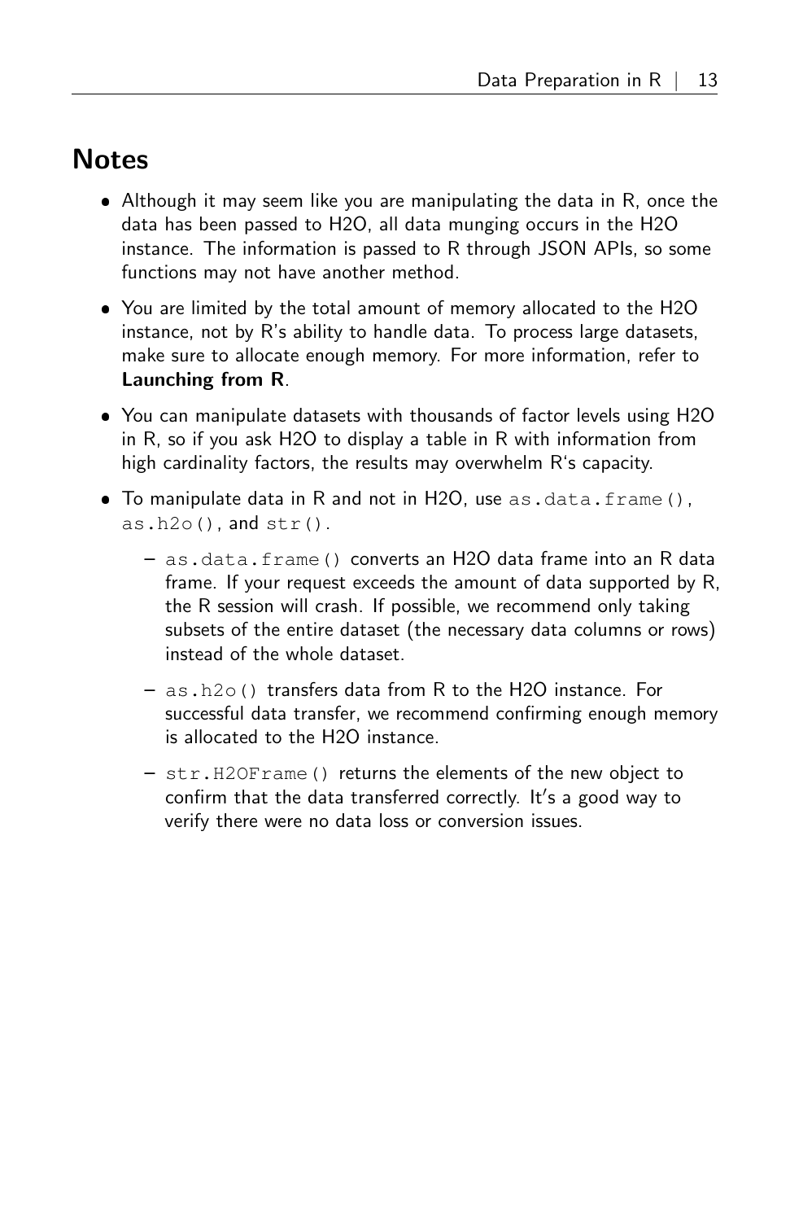## Notes

- Although it may seem like you are manipulating the data in R, once the data has been passed to H2O, all data munging occurs in the H2O instance. The information is passed to R through JSON APIs, so some functions may not have another method.
- You are limited by the total amount of memory allocated to the H2O instance, not by R's ability to handle data. To process large datasets, make sure to allocate enough memory. For more information, refer to **Launching from R**.
- You can manipulate datasets with thousands of factor levels using H2O in R, so if you ask H2O to display a table in R with information from high cardinality factors, the results may overwhelm R's capacity.
- To manipulate data in R and not in H2O, use `as.data.frame()`, `as.h2o()`, and `str()`.
  - `as.data.frame()` converts an H2O data frame into an R data frame. If your request exceeds the amount of data supported by R, the R session will crash. If possible, we recommend only taking subsets of the entire dataset (the necessary data columns or rows) instead of the whole dataset.
  - `as.h2o()` transfers data from R to the H2O instance. For successful data transfer, we recommend confirming enough memory is allocated to the H2O instance.
  - `str.H2OFrame()` returns the elements of the new object to confirm that the data transferred correctly. It's a good way to verify there were no data loss or conversion issues.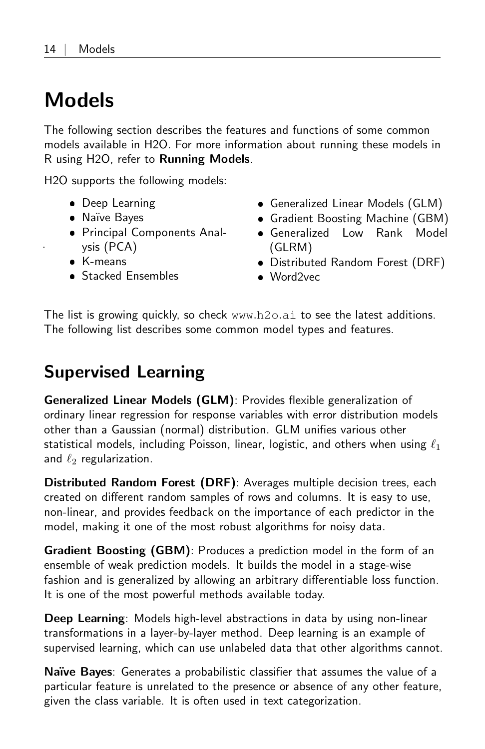# Models

The following section describes the features and functions of some common models available in H2O. For more information about running these models in R using H2O, refer to **Running Models**.

H2O supports the following models:

- Deep Learning
- Naïve Bayes
- Principal Components Analysis (PCA)
- K-means
- Stacked Ensembles
- Generalized Linear Models (GLM)
- Gradient Boosting Machine (GBM)
- Generalized Low Rank Model (GLRM)
- Distributed Random Forest (DRF)
- Word2vec

The list is growing quickly, so check www.h2o.ai to see the latest additions. The following list describes some common model types and features.

## Supervised Learning

**Generalized Linear Models (GLM)**: Provides flexible generalization of ordinary linear regression for response variables with error distribution models other than a Gaussian (normal) distribution. GLM unifies various other statistical models, including Poisson, linear, logistic, and others when using $\ell_1$ and $\ell_2$ regularization.

**Distributed Random Forest (DRF)**: Averages multiple decision trees, each created on different random samples of rows and columns. It is easy to use, non-linear, and provides feedback on the importance of each predictor in the model, making it one of the most robust algorithms for noisy data.

**Gradient Boosting (GBM)**: Produces a prediction model in the form of an ensemble of weak prediction models. It builds the model in a stage-wise fashion and is generalized by allowing an arbitrary differentiable loss function. It is one of the most powerful methods available today.

**Deep Learning**: Models high-level abstractions in data by using non-linear transformations in a layer-by-layer method. Deep learning is an example of supervised learning, which can use unlabeled data that other algorithms cannot.

**Naïve Bayes**: Generates a probabilistic classifier that assumes the value of a particular feature is unrelated to the presence or absence of any other feature, given the class variable. It is often used in text categorization.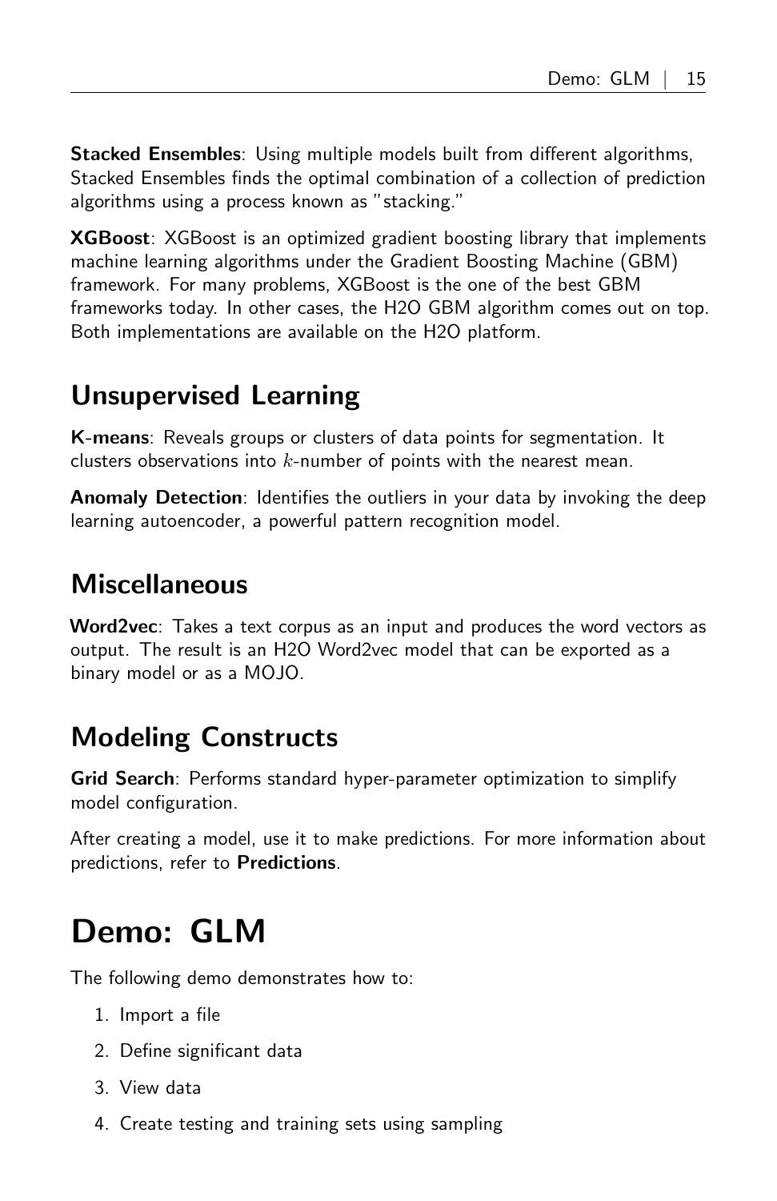**Stacked Ensembles**: Using multiple models built from different algorithms, Stacked Ensembles finds the optimal combination of a collection of prediction algorithms using a process known as "stacking."

**XGBoost**: XGBoost is an optimized gradient boosting library that implements machine learning algorithms under the Gradient Boosting Machine (GBM) framework. For many problems, XGBoost is the one of the best GBM frameworks today. In other cases, the H2O GBM algorithm comes out on top. Both implementations are available on the H2O platform.

## Unsupervised Learning

**K-means**: Reveals groups or clusters of data points for segmentation. It clusters observations into $k$-number of points with the nearest mean.

**Anomaly Detection**: Identifies the outliers in your data by invoking the deep learning autoencoder, a powerful pattern recognition model.

## Miscellaneous

**Word2vec**: Takes a text corpus as an input and produces the word vectors as output. The result is an H2O Word2vec model that can be exported as a binary model or as a MOJO.

## Modeling Constructs

**Grid Search**: Performs standard hyper-parameter optimization to simplify model configuration.

After creating a model, use it to make predictions. For more information about predictions, refer to **Predictions**.

# Demo: GLM

The following demo demonstrates how to:

1. Import a file
2. Define significant data
3. View data
4. Create testing and training sets using sampling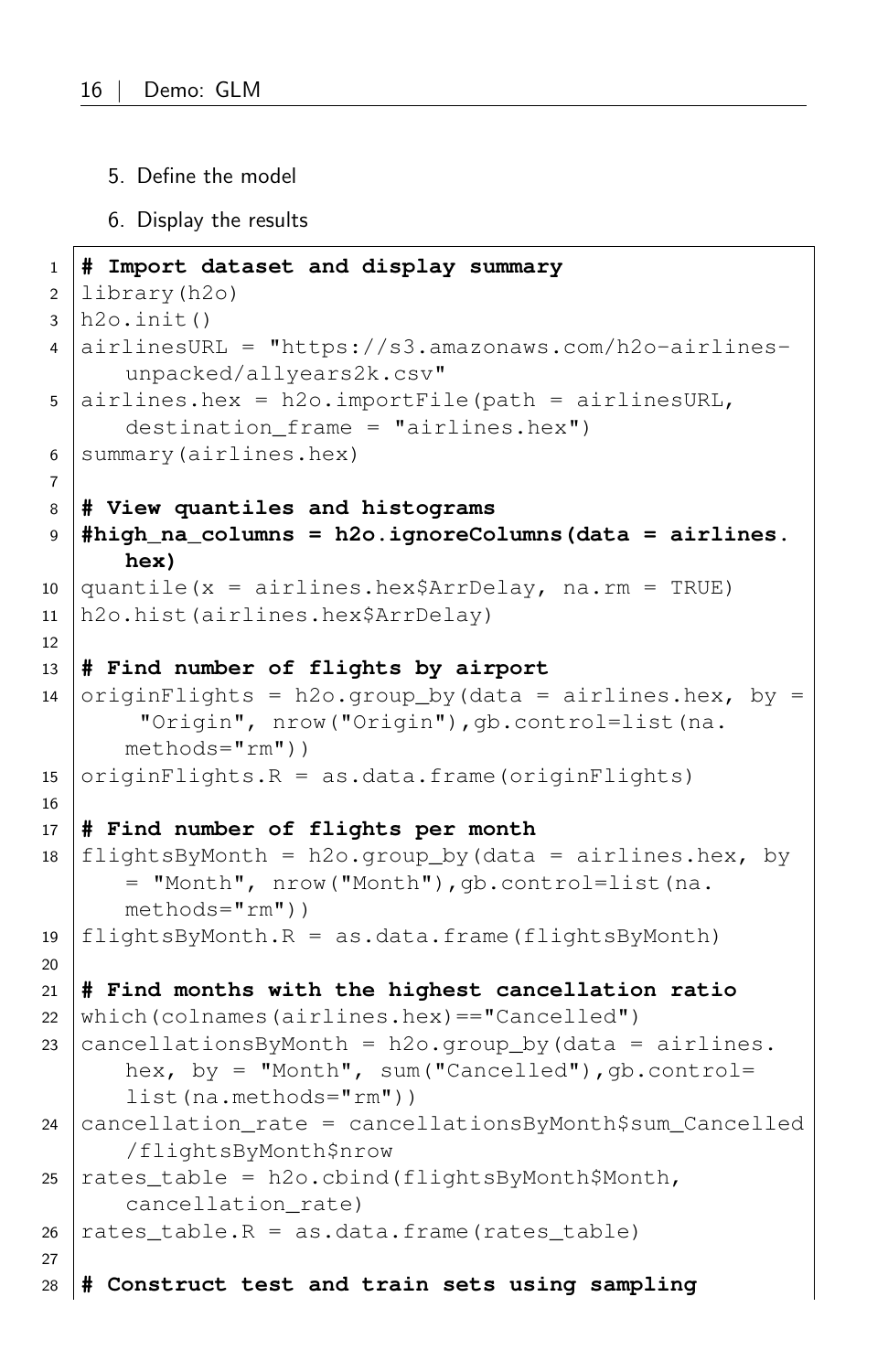5. Define the model
6. Display the results

```
# Import dataset and display summary
library(h2o)
h2o.init()
airlinesURL = "https://s3.amazonaws.com/h2o-airlines-unpacked/allyears2k.csv"
airlines.hex = h2o.importFile(path = airlinesURL, destination_frame = "airlines.hex")
summary(airlines.hex)

# View quantiles and histograms
#high_na_columns = h2o.ignoreColumns(data = airlines.hex)
quantile(x = airlines.hex$ArrDelay, na.rm = TRUE)
h2o.hist(airlines.hex$ArrDelay)

# Find number of flights by airport
originFlights = h2o.group_by(data = airlines.hex, by = "Origin", nrow("Origin"),gb.control=list(na.methods="rm"))
originFlights.R = as.data.frame(originFlights)

# Find number of flights per month
flightsByMonth = h2o.group_by(data = airlines.hex, by = "Month", nrow("Month"),gb.control=list(na.methods="rm"))
flightsByMonth.R = as.data.frame(flightsByMonth)

# Find months with the highest cancellation ratio
which(colnames(airlines.hex)=="Cancelled")
cancellationsByMonth = h2o.group_by(data = airlines.hex, by = "Month", sum("Cancelled"),gb.control=list(na.methods="rm"))
cancellation_rate = cancellationsByMonth$sum_Cancelled/flightsByMonth$nrow
rates_table = h2o.cbind(flightsByMonth$Month, cancellation_rate)
rates_table.R = as.data.frame(rates_table)

# Construct test and train sets using sampling
```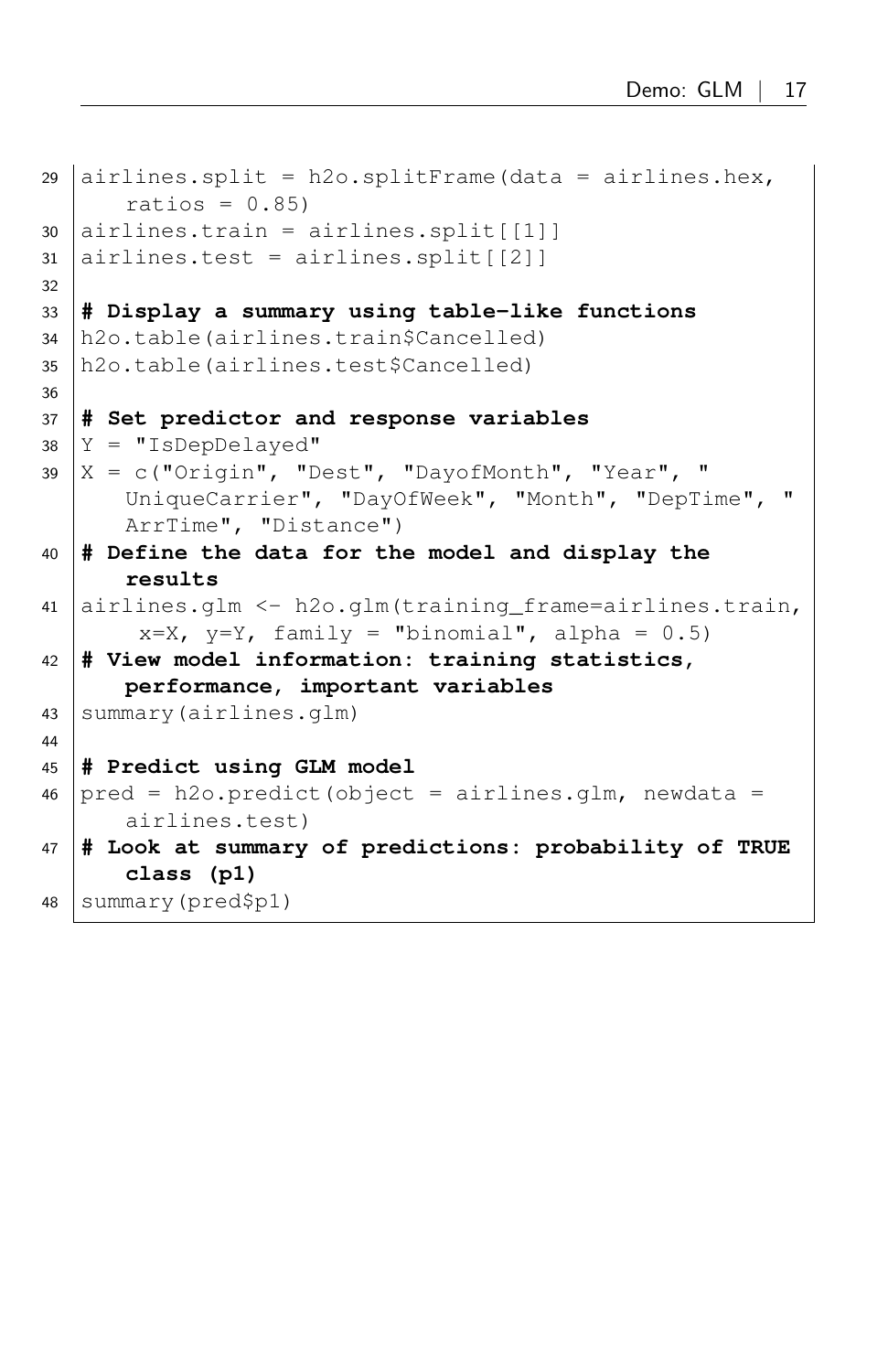```r
airlines.split = h2o.splitFrame(data = airlines.hex,
    ratios = 0.85)
airlines.train = airlines.split[[1]]
airlines.test = airlines.split[[2]]

# Display a summary using table-like functions
h2o.table(airlines.train$Cancelled)
h2o.table(airlines.test$Cancelled)

# Set predictor and response variables
Y = "IsDepDelayed"
X = c("Origin", "Dest", "DayofMonth", "Year", "
    UniqueCarrier", "DayOfWeek", "Month", "DepTime", "
    ArrTime", "Distance")
# Define the data for the model and display the
    results
airlines.glm <- h2o.glm(training_frame=airlines.train,
     x=X, y=Y, family = "binomial", alpha = 0.5)
# View model information: training statistics,
    performance, important variables
summary(airlines.glm)

# Predict using GLM model
pred = h2o.predict(object = airlines.glm, newdata =
    airlines.test)
# Look at summary of predictions: probability of TRUE
    class (p1)
summary(pred$p1)
```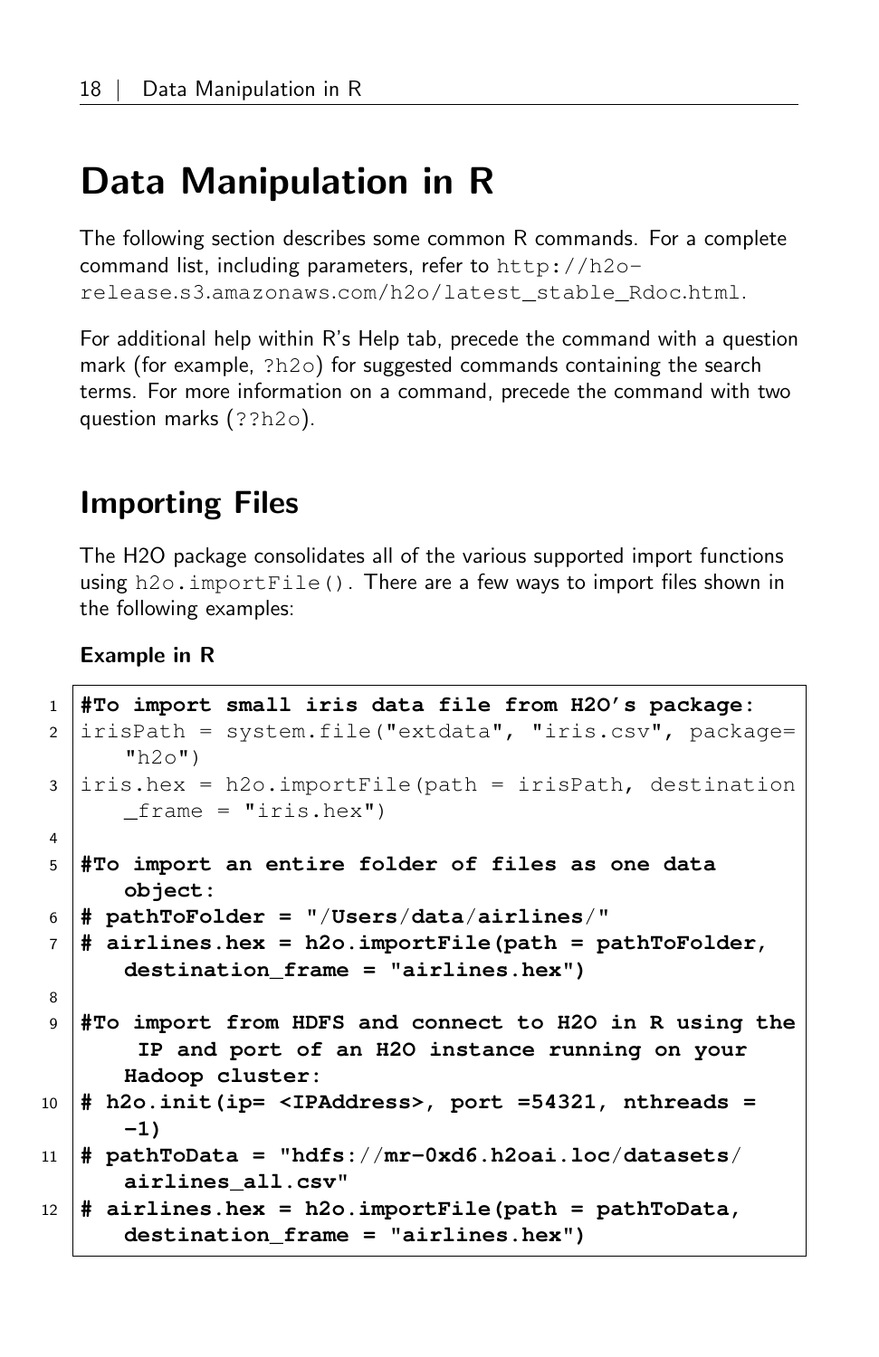# Data Manipulation in R

The following section describes some common R commands. For a complete command list, including parameters, refer to `http://h2o-release.s3.amazonaws.com/h2o/latest_stable_Rdoc.html`.

For additional help within R's Help tab, precede the command with a question mark (for example, `?h2o`) for suggested commands containing the search terms. For more information on a command, precede the command with two question marks (`??h2o`).

## Importing Files

The H2O package consolidates all of the various supported import functions using `h2o.importFile()`. There are a few ways to import files shown in the following examples:

**Example in R**

```
#To import small iris data file from H2O's package:
irisPath = system.file("extdata", "iris.csv", package="h2o")
iris.hex = h2o.importFile(path = irisPath, destination_frame = "iris.hex")

#To import an entire folder of files as one data object:
# pathToFolder = "/Users/data/airlines/"
# airlines.hex = h2o.importFile(path = pathToFolder, destination_frame = "airlines.hex")

#To import from HDFS and connect to H2O in R using the IP and port of an H2O instance running on your Hadoop cluster:
# h2o.init(ip= <IPAddress>, port =54321, nthreads = -1)
# pathToData = "hdfs://mr-0xd6.h2oai.loc/datasets/airlines_all.csv"
# airlines.hex = h2o.importFile(path = pathToData, destination_frame = "airlines.hex")
```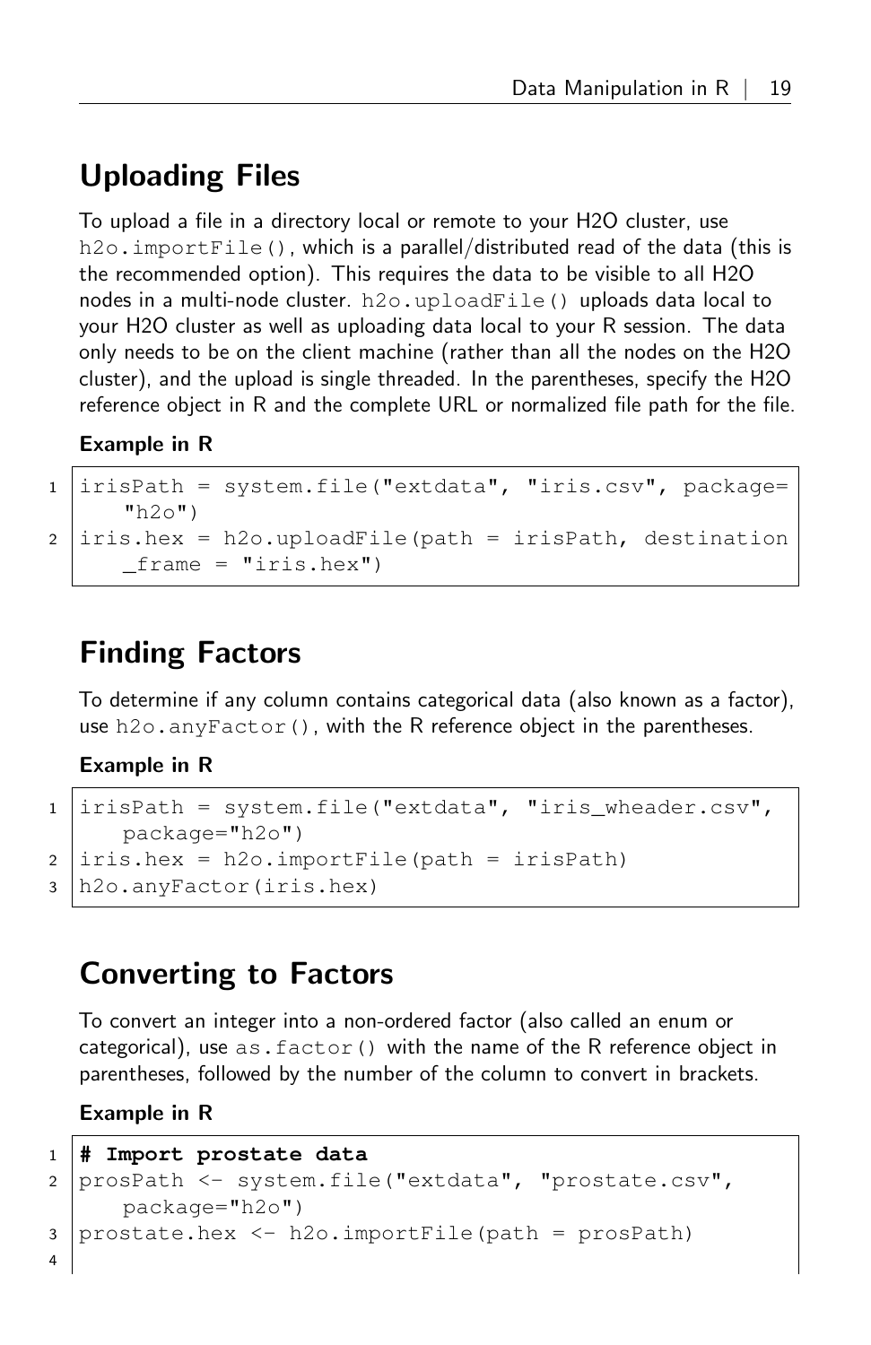## Uploading Files

To upload a file in a directory local or remote to your H2O cluster, use `h2o.importFile()`, which is a parallel/distributed read of the data (this is the recommended option). This requires the data to be visible to all H2O nodes in a multi-node cluster. `h2o.uploadFile()` uploads data local to your H2O cluster as well as uploading data local to your R session. The data only needs to be on the client machine (rather than all the nodes on the H2O cluster), and the upload is single threaded. In the parentheses, specify the H2O reference object in R and the complete URL or normalized file path for the file.

**Example in R**

```
irisPath = system.file("extdata", "iris.csv", package="h2o")
iris.hex = h2o.uploadFile(path = irisPath, destination_frame = "iris.hex")
```

## Finding Factors

To determine if any column contains categorical data (also known as a factor), use `h2o.anyFactor()`, with the R reference object in the parentheses.

**Example in R**

```
irisPath = system.file("extdata", "iris_wheader.csv", package="h2o")
iris.hex = h2o.importFile(path = irisPath)
h2o.anyFactor(iris.hex)
```

## Converting to Factors

To convert an integer into a non-ordered factor (also called an enum or categorical), use `as.factor()` with the name of the R reference object in parentheses, followed by the number of the column to convert in brackets.

**Example in R**

```
# Import prostate data
prosPath <- system.file("extdata", "prostate.csv", package="h2o")
prostate.hex <- h2o.importFile(path = prosPath)

```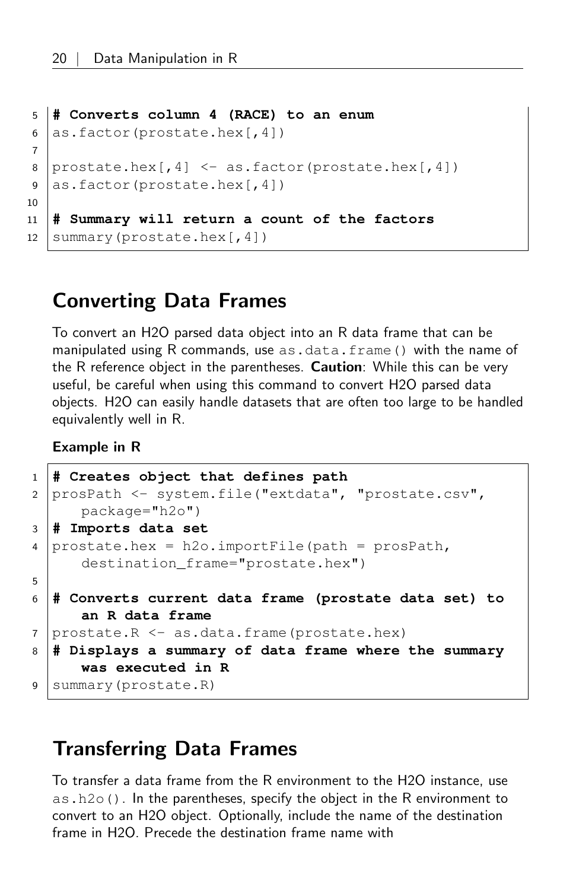```
# Converts column 4 (RACE) to an enum
as.factor(prostate.hex[,4])

prostate.hex[,4] <- as.factor(prostate.hex[,4])
as.factor(prostate.hex[,4])

# Summary will return a count of the factors
summary(prostate.hex[,4])
```

## Converting Data Frames

To convert an H2O parsed data object into an R data frame that can be manipulated using R commands, use `as.data.frame()` with the name of the R reference object in the parentheses. **Caution**: While this can be very useful, be careful when using this command to convert H2O parsed data objects. H2O can easily handle datasets that are often too large to be handled equivalently well in R.

**Example in R**

```
# Creates object that defines path
prosPath <- system.file("extdata", "prostate.csv",
    package="h2o")
# Imports data set
prostate.hex = h2o.importFile(path = prosPath,
    destination_frame="prostate.hex")

# Converts current data frame (prostate data set) to
    an R data frame
prostate.R <- as.data.frame(prostate.hex)
# Displays a summary of data frame where the summary
    was executed in R
summary(prostate.R)
```

## Transferring Data Frames

To transfer a data frame from the R environment to the H2O instance, use `as.h2o()`. In the parentheses, specify the object in the R environment to convert to an H2O object. Optionally, include the name of the destination frame in H2O. Precede the destination frame name with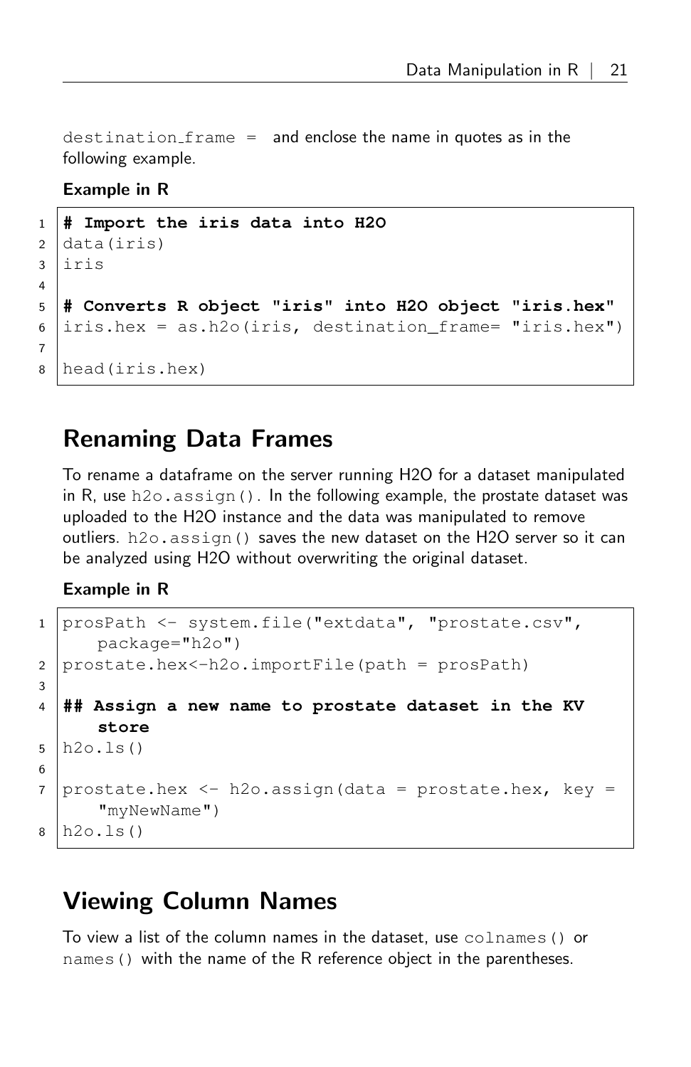`destination_frame =` and enclose the name in quotes as in the following example.

**Example in R**

```
# Import the iris data into H2O
data(iris)
iris

# Converts R object "iris" into H2O object "iris.hex"
iris.hex = as.h2o(iris, destination_frame= "iris.hex")

head(iris.hex)
```

## Renaming Data Frames

To rename a dataframe on the server running H2O for a dataset manipulated in R, use `h2o.assign()`. In the following example, the prostate dataset was uploaded to the H2O instance and the data was manipulated to remove outliers. `h2o.assign()` saves the new dataset on the H2O server so it can be analyzed using H2O without overwriting the original dataset.

**Example in R**

```
prosPath <- system.file("extdata", "prostate.csv",
    package="h2o")
prostate.hex<-h2o.importFile(path = prosPath)

## Assign a new name to prostate dataset in the KV
    store
h2o.ls()

prostate.hex <- h2o.assign(data = prostate.hex, key =
    "myNewName")
h2o.ls()
```

## Viewing Column Names

To view a list of the column names in the dataset, use `colnames()` or `names()` with the name of the R reference object in the parentheses.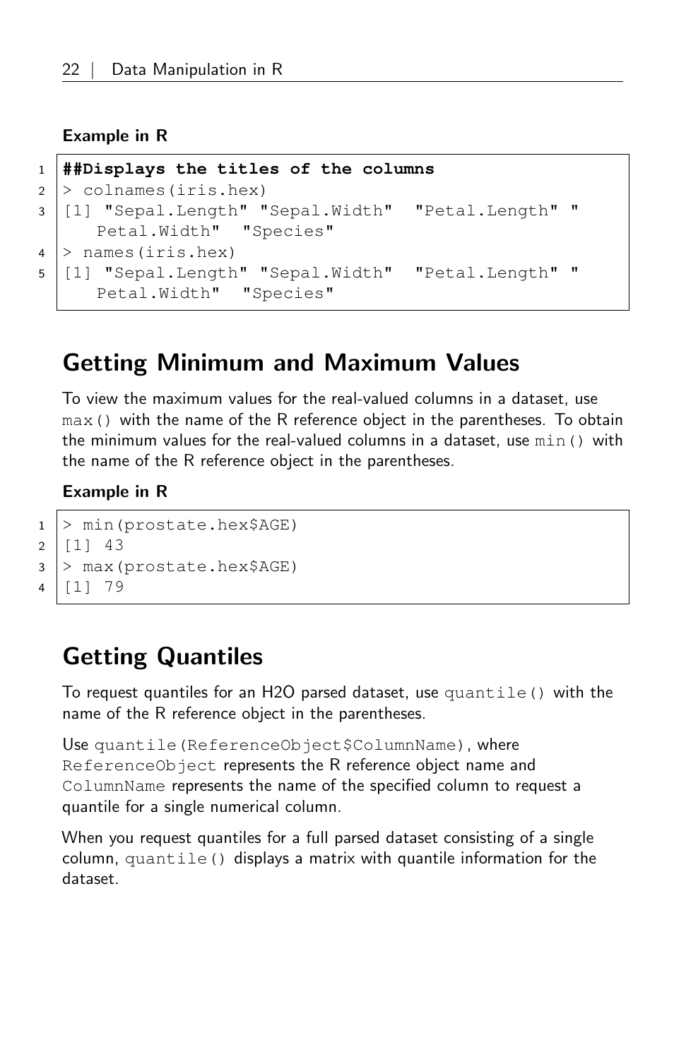**Example in R**

```
##Displays the titles of the columns
> colnames(iris.hex)
[1] "Sepal.Length" "Sepal.Width"  "Petal.Length" "
    Petal.Width"  "Species"
> names(iris.hex)
[1] "Sepal.Length" "Sepal.Width"  "Petal.Length" "
    Petal.Width"  "Species"
```

## Getting Minimum and Maximum Values

To view the maximum values for the real-valued columns in a dataset, use `max()` with the name of the R reference object in the parentheses. To obtain the minimum values for the real-valued columns in a dataset, use `min()` with the name of the R reference object in the parentheses.

**Example in R**

```
> min(prostate.hex$AGE)
[1] 43
> max(prostate.hex$AGE)
[1] 79
```

## Getting Quantiles

To request quantiles for an H2O parsed dataset, use `quantile()` with the name of the R reference object in the parentheses.

Use `quantile(ReferenceObject$ColumnName)`, where `ReferenceObject` represents the R reference object name and `ColumnName` represents the name of the specified column to request a quantile for a single numerical column.

When you request quantiles for a full parsed dataset consisting of a single column, `quantile()` displays a matrix with quantile information for the dataset.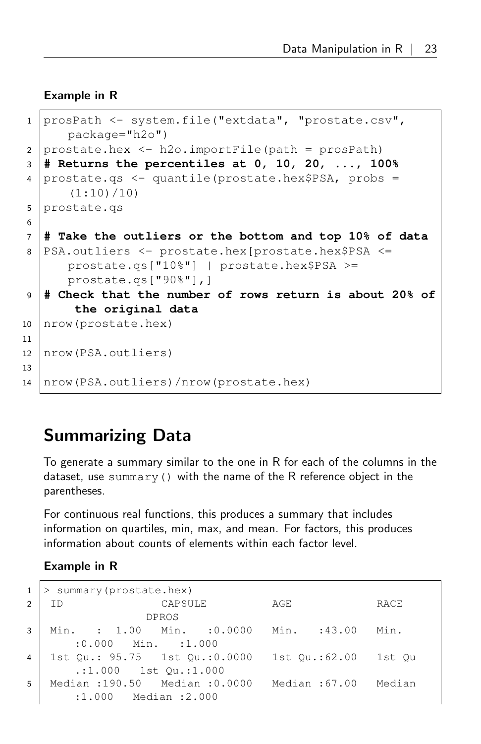**Example in R**

```
prosPath <- system.file("extdata", "prostate.csv", package="h2o")
prostate.hex <- h2o.importFile(path = prosPath)
# Returns the percentiles at 0, 10, 20, ..., 100%
prostate.qs <- quantile(prostate.hex$PSA, probs = (1:10)/10)
prostate.qs

# Take the outliers or the bottom and top 10% of data
PSA.outliers <- prostate.hex[prostate.hex$PSA <= prostate.qs["10%"] | prostate.hex$PSA >= prostate.qs["90%"],]
# Check that the number of rows return is about 20% of the original data
nrow(prostate.hex)

nrow(PSA.outliers)

nrow(PSA.outliers)/nrow(prostate.hex)
```

## Summarizing Data

To generate a summary similar to the one in R for each of the columns in the dataset, use `summary()` with the name of the R reference object in the parentheses.

For continuous real functions, this produces a summary that includes information on quartiles, min, max, and mean. For factors, this produces information about counts of elements within each factor level.

**Example in R**

```
> summary(prostate.hex)
 ID               CAPSULE          AGE              RACE             DPROS
 Min.   :  1.00   Min.   :0.0000   Min.   :43.00   Min.   :0.000   Min.   :1.000
 1st Qu.: 95.75   1st Qu.:0.0000   1st Qu.:62.00   1st Qu.:1.000   1st Qu.:1.000
 Median :190.50   Median :0.0000   Median :67.00   Median :1.000   Median :2.000
```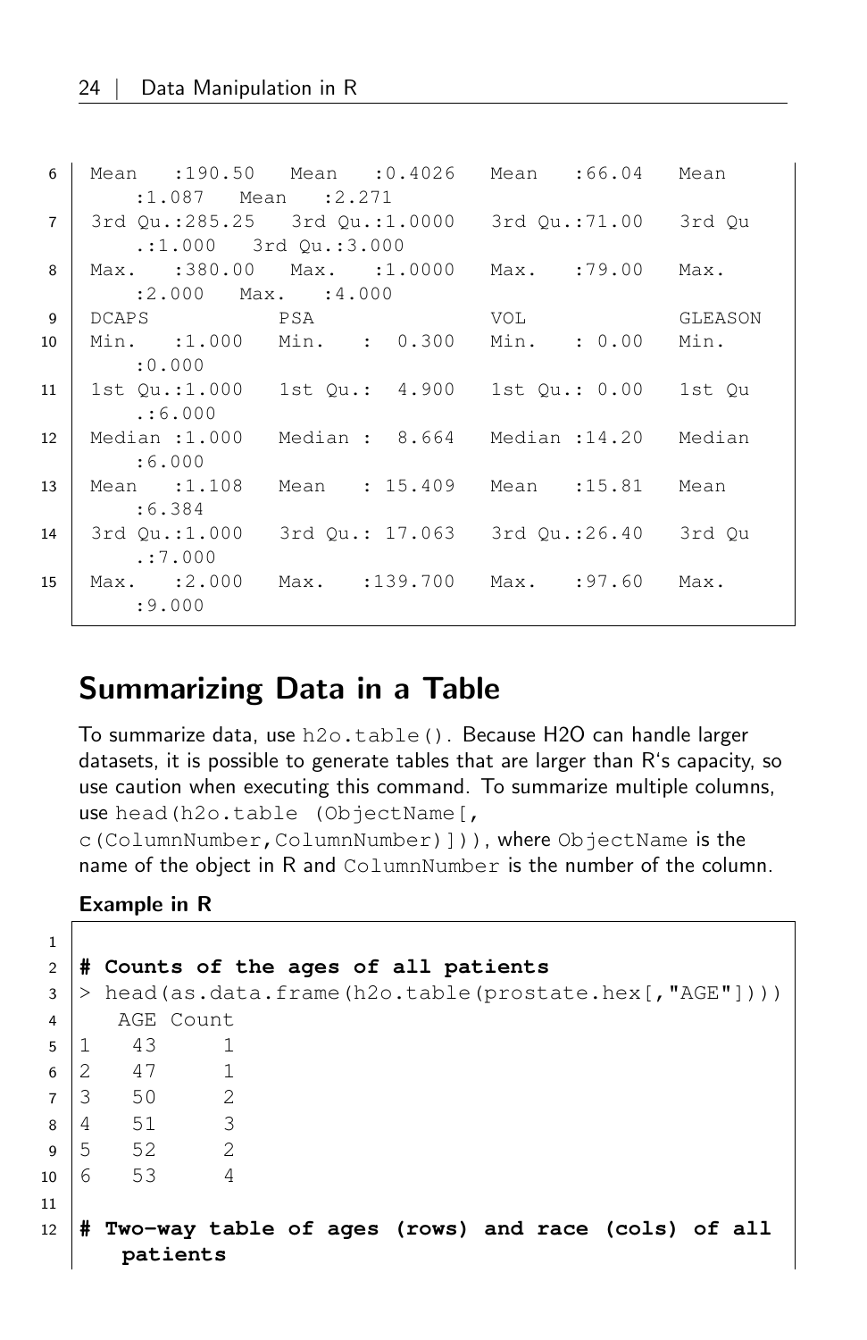```
 Mean   :190.50   Mean   :0.4026   Mean   :66.04   Mean   :1.087   Mean   :2.271
 3rd Qu.:285.25   3rd Qu.:1.0000   3rd Qu.:71.00   3rd Qu.:1.000   3rd Qu.:3.000
 Max.   :380.00   Max.   :1.0000   Max.   :79.00   Max.   :2.000   Max.   :4.000
 DCAPS            PSA              VOL             GLEASON
 Min.   :1.000   Min.   :  0.300   Min.   : 0.00   Min.   :0.000
 1st Qu.:1.000   1st Qu.:  4.900   1st Qu.: 0.00   1st Qu.:6.000
 Median :1.000   Median :  8.664   Median :14.20   Median :6.000
 Mean   :1.108   Mean   : 15.409   Mean   :15.81   Mean   :6.384
 3rd Qu.:1.000   3rd Qu.: 17.063   3rd Qu.:26.40   3rd Qu.:7.000
 Max.   :2.000   Max.   :139.700   Max.   :97.60   Max.   :9.000
```

## Summarizing Data in a Table

To summarize data, use `h2o.table()`. Because H2O can handle larger datasets, it is possible to generate tables that are larger than R's capacity, so use caution when executing this command. To summarize multiple columns, use `head(h2o.table (ObjectName[, c(ColumnNumber,ColumnNumber)]))`, where `ObjectName` is the name of the object in R and `ColumnNumber` is the number of the column.

**Example in R**

```

# Counts of the ages of all patients
> head(as.data.frame(h2o.table(prostate.hex[,"AGE"])))
  AGE Count
1  43     1
2  47     1
3  50     2
4  51     3
5  52     2
6  53     4

# Two-way table of ages (rows) and race (cols) of all
   patients
```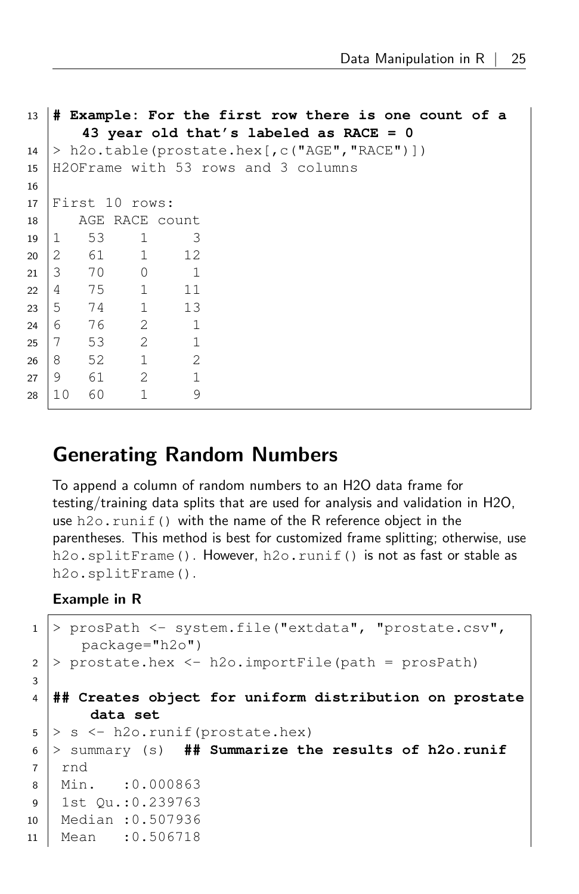```
# Example: For the first row there is one count of a
    43 year old that's labeled as RACE = 0
> h2o.table(prostate.hex[,c("AGE","RACE")])
H2OFrame with 53 rows and 3 columns

First 10 rows:
   AGE RACE count
1   53    1     3
2   61    1    12
3   70    0     1
4   75    1    11
5   74    1    13
6   76    2     1
7   53    2     1
8   52    1     2
9   61    2     1
10  60    1     9
```

## Generating Random Numbers

To append a column of random numbers to an H2O data frame for testing/training data splits that are used for analysis and validation in H2O, use `h2o.runif()` with the name of the R reference object in the parentheses. This method is best for customized frame splitting; otherwise, use `h2o.splitFrame()`. However, `h2o.runif()` is not as fast or stable as `h2o.splitFrame()`.

**Example in R**

```
> prosPath <- system.file("extdata", "prostate.csv",
    package="h2o")
> prostate.hex <- h2o.importFile(path = prosPath)

## Creates object for uniform distribution on prostate
    data set
> s <- h2o.runif(prostate.hex)
> summary (s)  ## Summarize the results of h2o.runif
 rnd
 Min.   :0.000863
 1st Qu.:0.239763
 Median :0.507936
 Mean   :0.506718
```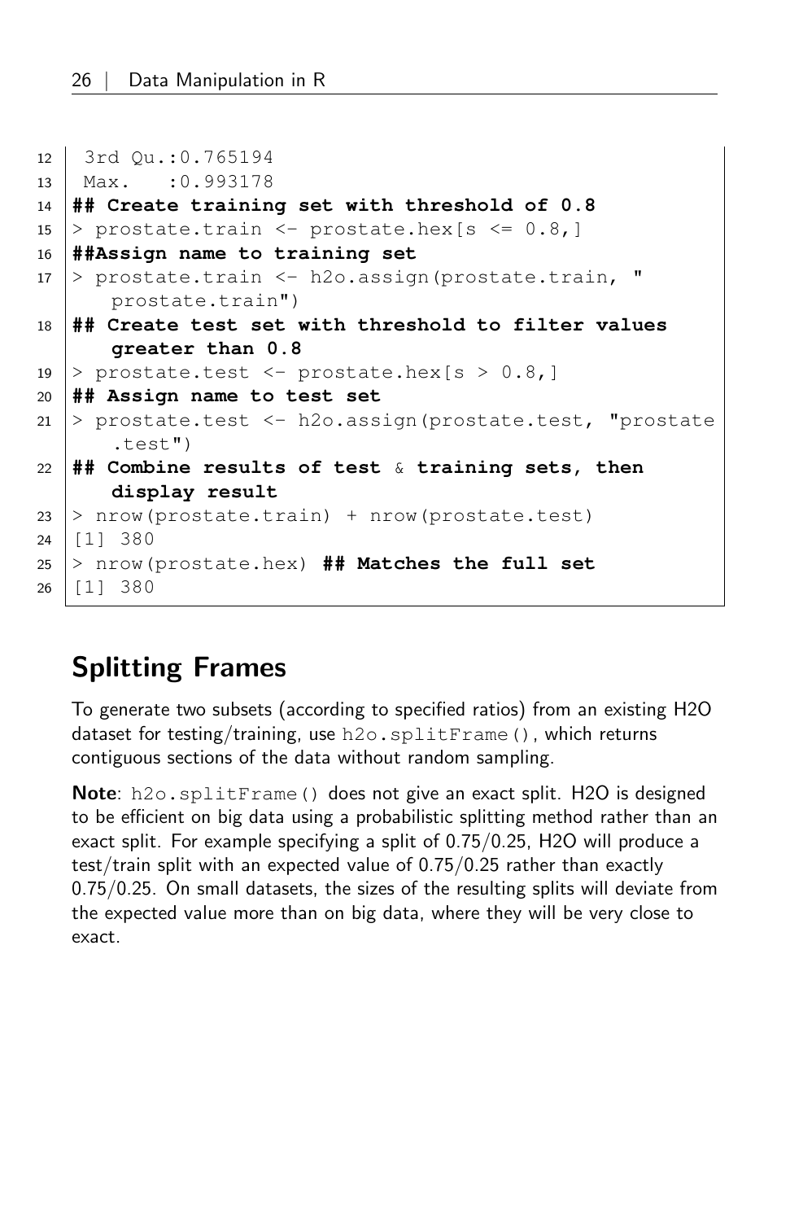```
 3rd Qu.:0.765194
 Max.   :0.993178
## Create training set with threshold of 0.8
> prostate.train <- prostate.hex[s <= 0.8,]
##Assign name to training set
> prostate.train <- h2o.assign(prostate.train, "prostate.train")
## Create test set with threshold to filter values greater than 0.8
> prostate.test <- prostate.hex[s > 0.8,]
## Assign name to test set
> prostate.test <- h2o.assign(prostate.test, "prostate.test")
## Combine results of test & training sets, then display result
> nrow(prostate.train) + nrow(prostate.test)
[1] 380
> nrow(prostate.hex) ## Matches the full set
[1] 380
```

## Splitting Frames

To generate two subsets (according to specified ratios) from an existing H2O dataset for testing/training, use `h2o.splitFrame()`, which returns contiguous sections of the data without random sampling.

**Note**: `h2o.splitFrame()` does not give an exact split. H2O is designed to be efficient on big data using a probabilistic splitting method rather than an exact split. For example specifying a split of 0.75/0.25, H2O will produce a test/train split with an expected value of 0.75/0.25 rather than exactly 0.75/0.25. On small datasets, the sizes of the resulting splits will deviate from the expected value more than on big data, where they will be very close to exact.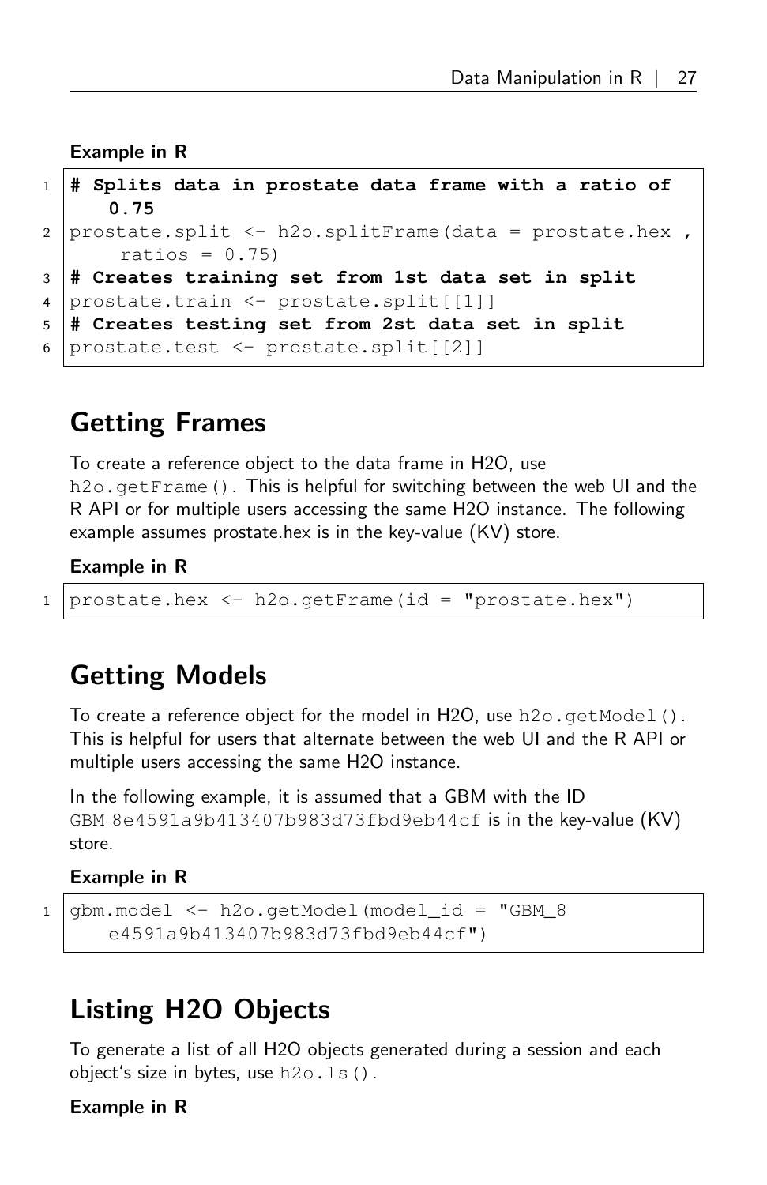**Example in R**

```
# Splits data in prostate data frame with a ratio of 0.75
prostate.split <- h2o.splitFrame(data = prostate.hex , ratios = 0.75)
# Creates training set from 1st data set in split
prostate.train <- prostate.split[[1]]
# Creates testing set from 2st data set in split
prostate.test <- prostate.split[[2]]
```

## Getting Frames

To create a reference object to the data frame in H2O, use `h2o.getFrame()`. This is helpful for switching between the web UI and the R API or for multiple users accessing the same H2O instance. The following example assumes prostate.hex is in the key-value (KV) store.

**Example in R**

```
prostate.hex <- h2o.getFrame(id = "prostate.hex")
```

## Getting Models

To create a reference object for the model in H2O, use `h2o.getModel()`. This is helpful for users that alternate between the web UI and the R API or multiple users accessing the same H2O instance.

In the following example, it is assumed that a GBM with the ID `GBM_8e4591a9b413407b983d73fbd9eb44cf` is in the key-value (KV) store.

**Example in R**

```
gbm.model <- h2o.getModel(model_id = "GBM_8e4591a9b413407b983d73fbd9eb44cf")
```

## Listing H2O Objects

To generate a list of all H2O objects generated during a session and each object's size in bytes, use `h2o.ls()`.

**Example in R**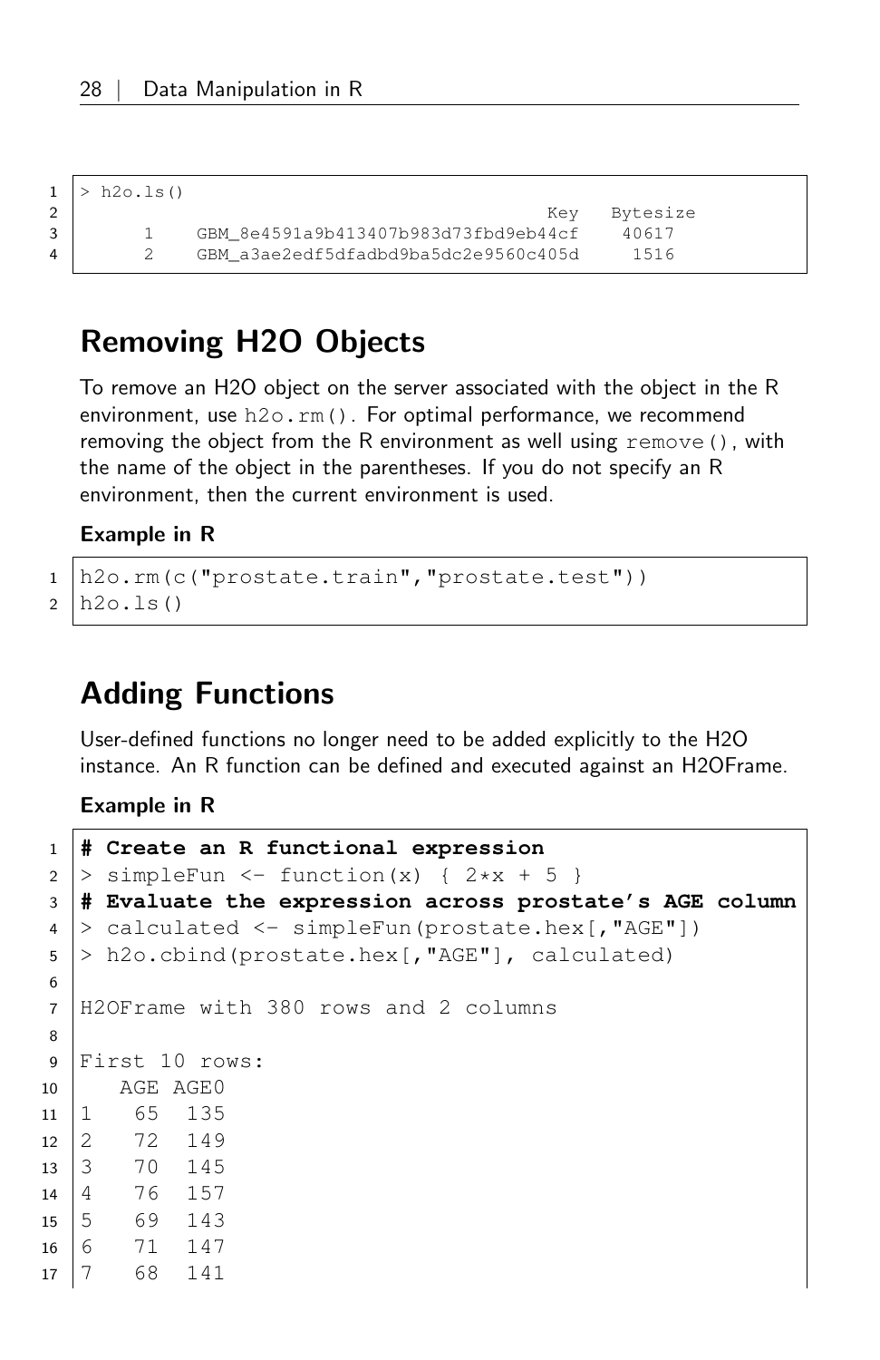```
> h2o.ls()
                                        Key   Bytesize
      1    GBM_8e4591a9b413407b983d73fbd9eb44cf    40617
      2    GBM_a3ae2edf5dfadbd9ba5dc2e9560c405d     1516
```

## Removing H2O Objects

To remove an H2O object on the server associated with the object in the R environment, use `h2o.rm()`. For optimal performance, we recommend removing the object from the R environment as well using `remove()`, with the name of the object in the parentheses. If you do not specify an R environment, then the current environment is used.

**Example in R**

```
h2o.rm(c("prostate.train","prostate.test"))
h2o.ls()
```

## Adding Functions

User-defined functions no longer need to be added explicitly to the H2O instance. An R function can be defined and executed against an H2OFrame.

**Example in R**

```
# Create an R functional expression
> simpleFun <- function(x) { 2*x + 5 }
# Evaluate the expression across prostate's AGE column
> calculated <- simpleFun(prostate.hex[,"AGE"])
> h2o.cbind(prostate.hex[,"AGE"], calculated)

H2OFrame with 380 rows and 2 columns

First 10 rows:
   AGE AGE0
1   65  135
2   72  149
3   70  145
4   76  157
5   69  143
6   71  147
7   68  141
```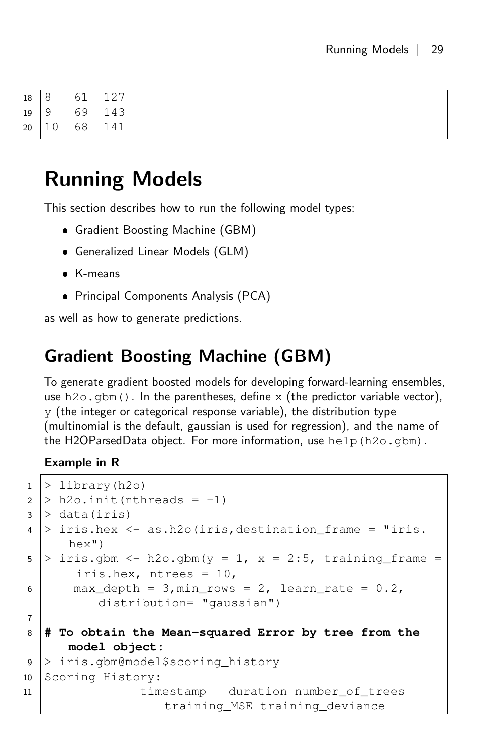```
8   61  127
9   69  143
10  68  141
```

# Running Models

This section describes how to run the following model types:

- Gradient Boosting Machine (GBM)
- Generalized Linear Models (GLM)
- K-means
- Principal Components Analysis (PCA)

as well as how to generate predictions.

## Gradient Boosting Machine (GBM)

To generate gradient boosted models for developing forward-learning ensembles, use `h2o.gbm()`. In the parentheses, define `x` (the predictor variable vector), `y` (the integer or categorical response variable), the distribution type (multinomial is the default, gaussian is used for regression), and the name of the H2OParsedData object. For more information, use `help(h2o.gbm)`.

**Example in R**

```
> library(h2o)
> h2o.init(nthreads = -1)
> data(iris)
> iris.hex <- as.h2o(iris,destination_frame = "iris.hex")
> iris.gbm <- h2o.gbm(y = 1, x = 2:5, training_frame = iris.hex, ntrees = 10,
    max_depth = 3,min_rows = 2, learn_rate = 0.2, distribution= "gaussian")

# To obtain the Mean-squared Error by tree from the model object:
> iris.gbm@model$scoring_history
Scoring History:
            timestamp   duration number_of_trees training_MSE training_deviance
```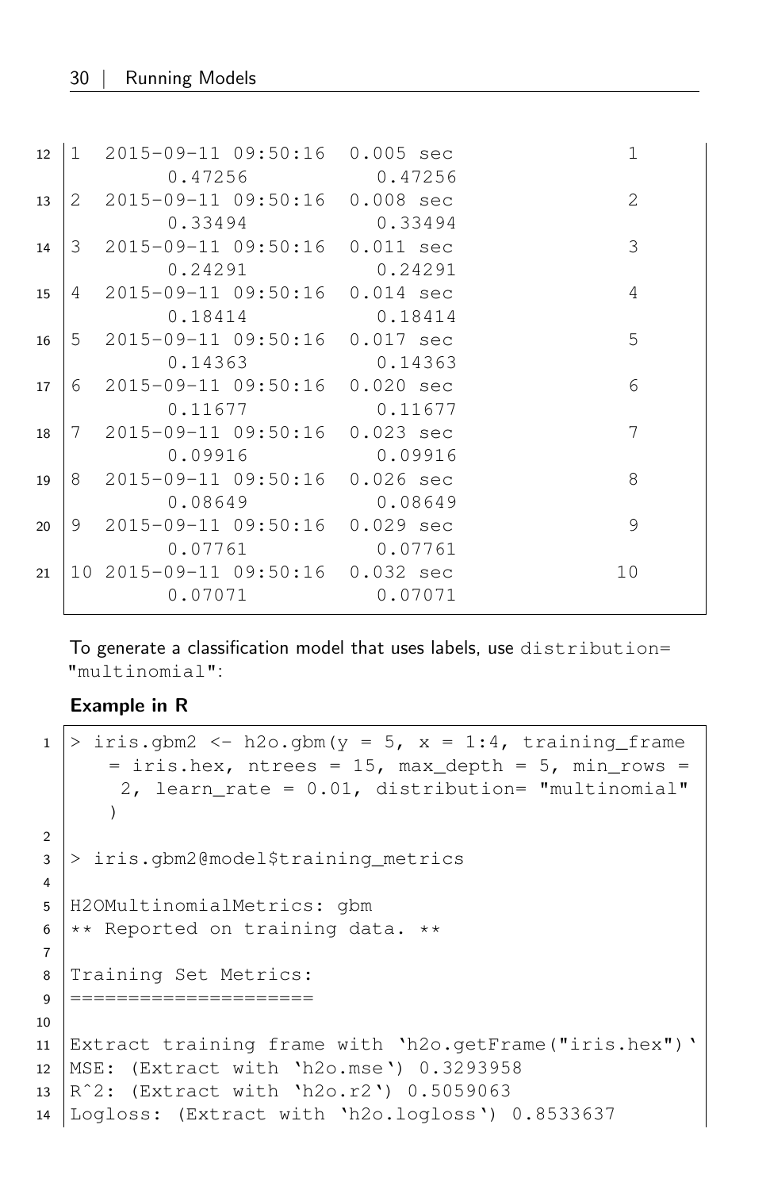```
1  2015-09-11 09:50:16  0.005 sec              1
        0.47256          0.47256
2  2015-09-11 09:50:16  0.008 sec              2
        0.33494          0.33494
3  2015-09-11 09:50:16  0.011 sec              3
        0.24291          0.24291
4  2015-09-11 09:50:16  0.014 sec              4
        0.18414          0.18414
5  2015-09-11 09:50:16  0.017 sec              5
        0.14363          0.14363
6  2015-09-11 09:50:16  0.020 sec              6
        0.11677          0.11677
7  2015-09-11 09:50:16  0.023 sec              7
        0.09916          0.09916
8  2015-09-11 09:50:16  0.026 sec              8
        0.08649          0.08649
9  2015-09-11 09:50:16  0.029 sec              9
        0.07761          0.07761
10 2015-09-11 09:50:16  0.032 sec             10
        0.07071          0.07071
```

To generate a classification model that uses labels, use `distribution= "multinomial"`:

**Example in R**

```
> iris.gbm2 <- h2o.gbm(y = 5, x = 1:4, training_frame
    = iris.hex, ntrees = 15, max_depth = 5, min_rows =
     2, learn_rate = 0.01, distribution= "multinomial"
    )

> iris.gbm2@model$training_metrics

H2OMultinomialMetrics: gbm
** Reported on training data. **

Training Set Metrics:
=====================

Extract training frame with `h2o.getFrame("iris.hex")`
MSE: (Extract with `h2o.mse`) 0.3293958
R^2: (Extract with `h2o.r2`) 0.5059063
Logloss: (Extract with `h2o.logloss`) 0.8533637
```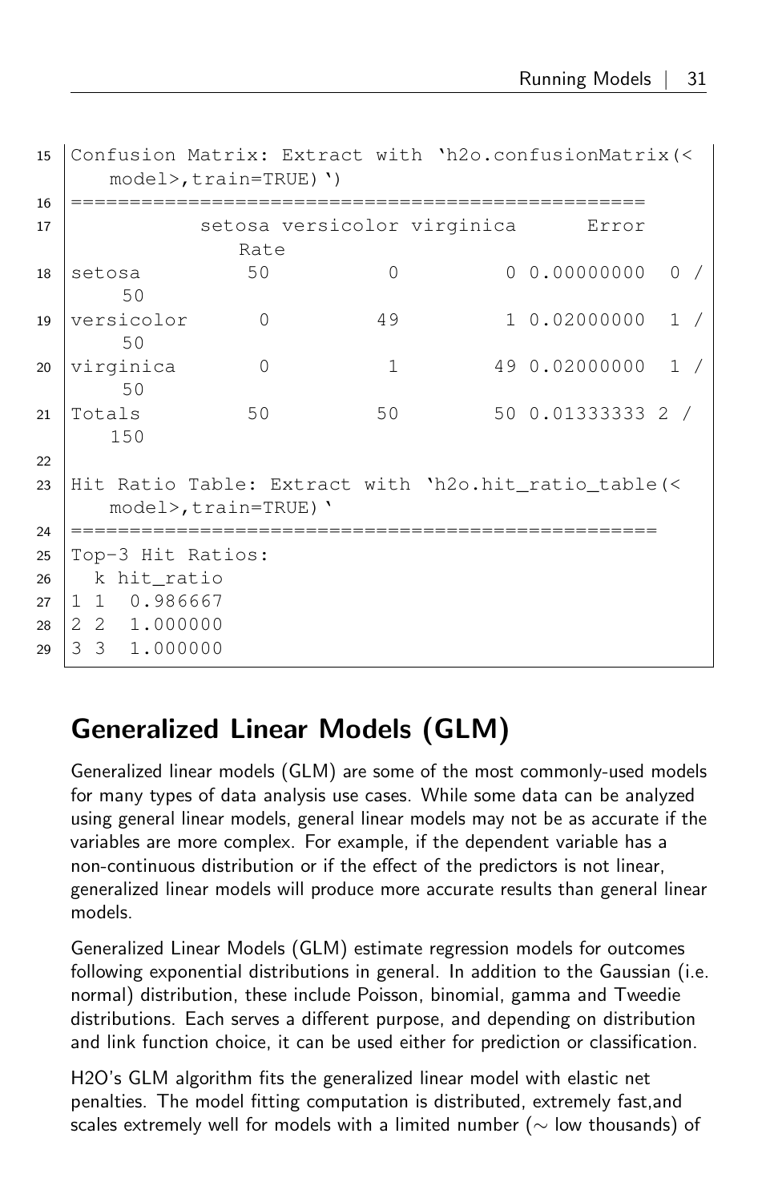```
Confusion Matrix: Extract with 'h2o.confusionMatrix(<model>,train=TRUE)')
=================================================
           setosa versicolor virginica      Error  Rate
setosa         50          0         0 0.00000000  0 / 50
versicolor      0         49         1 0.02000000  1 / 50
virginica       0          1        49 0.02000000  1 / 50
Totals         50         50        50 0.01333333 2 / 150

Hit Ratio Table: Extract with 'h2o.hit_ratio_table(<model>,train=TRUE)'
==================================================
Top-3 Hit Ratios:
  k hit_ratio
1 1  0.986667
2 2  1.000000
3 3  1.000000
```

## Generalized Linear Models (GLM)

Generalized linear models (GLM) are some of the most commonly-used models for many types of data analysis use cases. While some data can be analyzed using general linear models, general linear models may not be as accurate if the variables are more complex. For example, if the dependent variable has a non-continuous distribution or if the effect of the predictors is not linear, generalized linear models will produce more accurate results than general linear models.

Generalized Linear Models (GLM) estimate regression models for outcomes following exponential distributions in general. In addition to the Gaussian (i.e. normal) distribution, these include Poisson, binomial, gamma and Tweedie distributions. Each serves a different purpose, and depending on distribution and link function choice, it can be used either for prediction or classification.

H2O's GLM algorithm fits the generalized linear model with elastic net penalties. The model fitting computation is distributed, extremely fast,and scales extremely well for models with a limited number ($\sim$ low thousands) of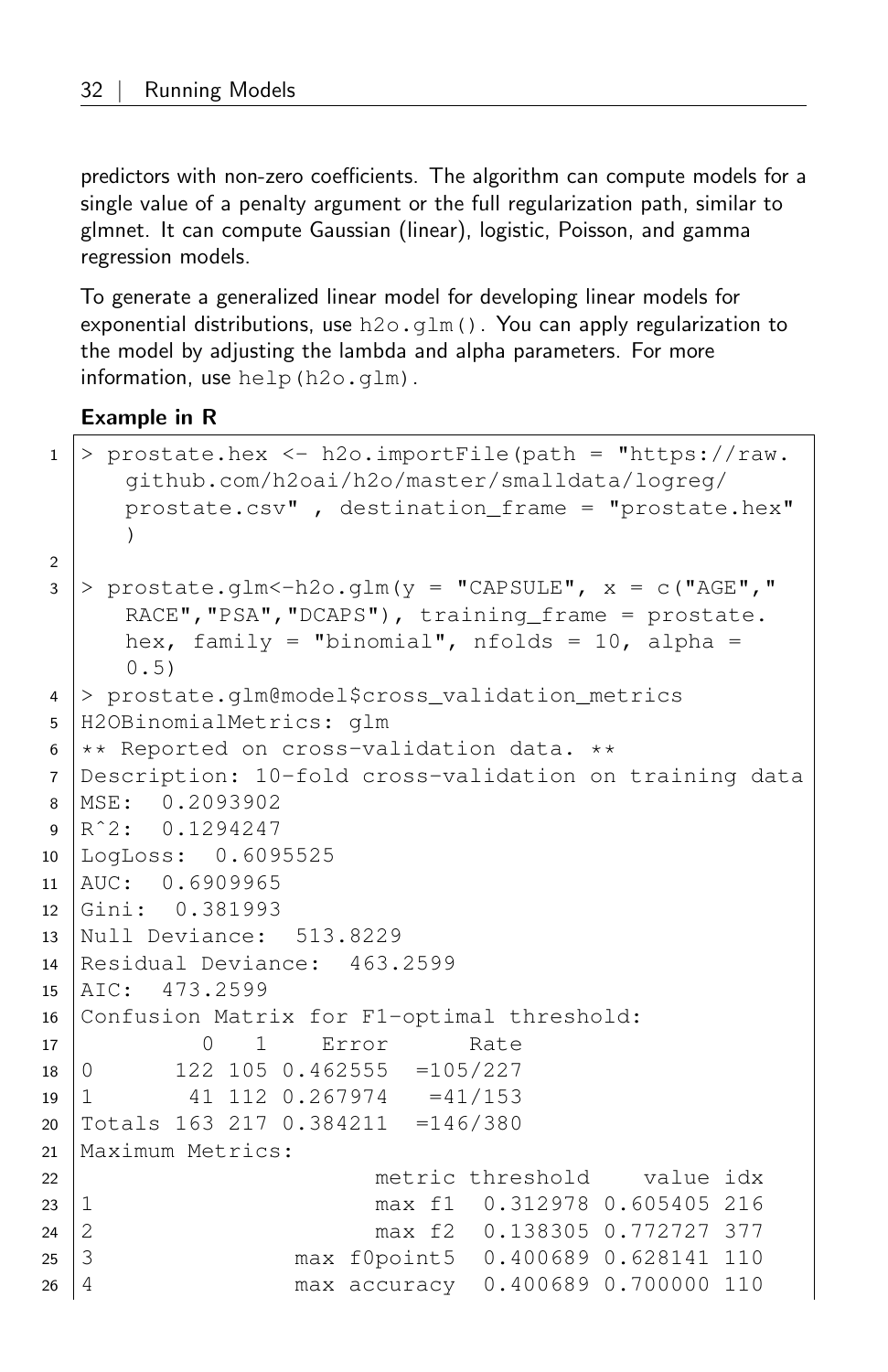predictors with non-zero coefficients. The algorithm can compute models for a single value of a penalty argument or the full regularization path, similar to glmnet. It can compute Gaussian (linear), logistic, Poisson, and gamma regression models.

To generate a generalized linear model for developing linear models for exponential distributions, use `h2o.glm()`. You can apply regularization to the model by adjusting the lambda and alpha parameters. For more information, use `help(h2o.glm)`.

**Example in R**

```
> prostate.hex <- h2o.importFile(path = "https://raw.github.com/h2oai/h2o/master/smalldata/logreg/prostate.csv" , destination_frame = "prostate.hex")

> prostate.glm<-h2o.glm(y = "CAPSULE", x = c("AGE","RACE","PSA","DCAPS"), training_frame = prostate.hex, family = "binomial", nfolds = 10, alpha = 0.5)
> prostate.glm@model$cross_validation_metrics
H2OBinomialMetrics: glm
** Reported on cross-validation data. **
Description: 10-fold cross-validation on training data
MSE:  0.2093902
R^2:  0.1294247
LogLoss:  0.6095525
AUC:  0.6909965
Gini:  0.381993
Null Deviance:  513.8229
Residual Deviance:  463.2599
AIC:  473.2599
Confusion Matrix for F1-optimal threshold:
         0   1    Error      Rate
0      122 105 0.462555  =105/227
1       41 112 0.267974   =41/153
Totals 163 217 0.384211  =146/380
Maximum Metrics:
                      metric threshold    value idx
1                     max f1  0.312978 0.605405 216
2                     max f2  0.138305 0.772727 377
3               max f0point5  0.400689 0.628141 110
4               max accuracy  0.400689 0.700000 110
```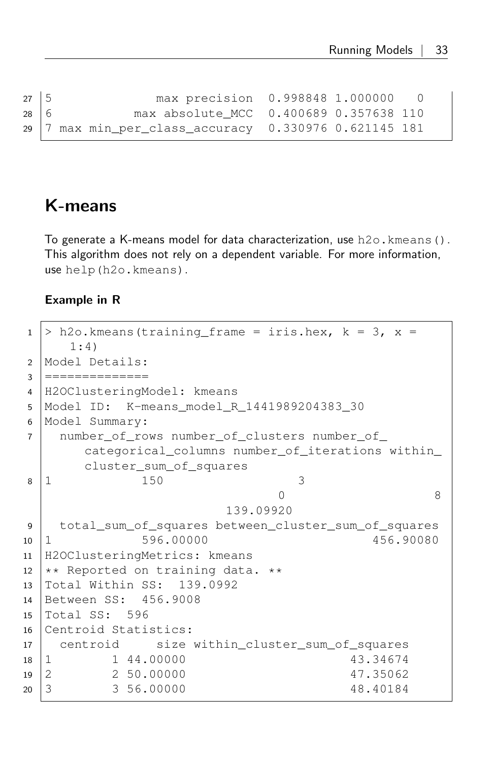```
5              max precision  0.998848 1.000000   0
6          max absolute_MCC  0.400689 0.357638 110
7 max min_per_class_accuracy  0.330976 0.621145 181
```

## K-means

To generate a K-means model for data characterization, use `h2o.kmeans()`. This algorithm does not rely on a dependent variable. For more information, use `help(h2o.kmeans)`.

### Example in R

```
> h2o.kmeans(training_frame = iris.hex, k = 3, x =
    1:4)
Model Details:
==============
H2OClusteringModel: kmeans
Model ID:  K-means_model_R_1441989204383_30
Model Summary:
  number_of_rows number_of_clusters number_of_
      categorical_columns number_of_iterations within_
      cluster_sum_of_squares
1            150                  3
                                  0                    8
                        139.09920
  total_sum_of_squares between_cluster_sum_of_squares
1            596.00000                      456.90080
H2OClusteringMetrics: kmeans
** Reported on training data. **
Total Within SS:  139.0992
Between SS:  456.9008
Total SS:  596
Centroid Statistics:
  centroid     size within_cluster_sum_of_squares
1        1 44.00000                      43.34674
2        2 50.00000                      47.35062
3        3 56.00000                      48.40184
```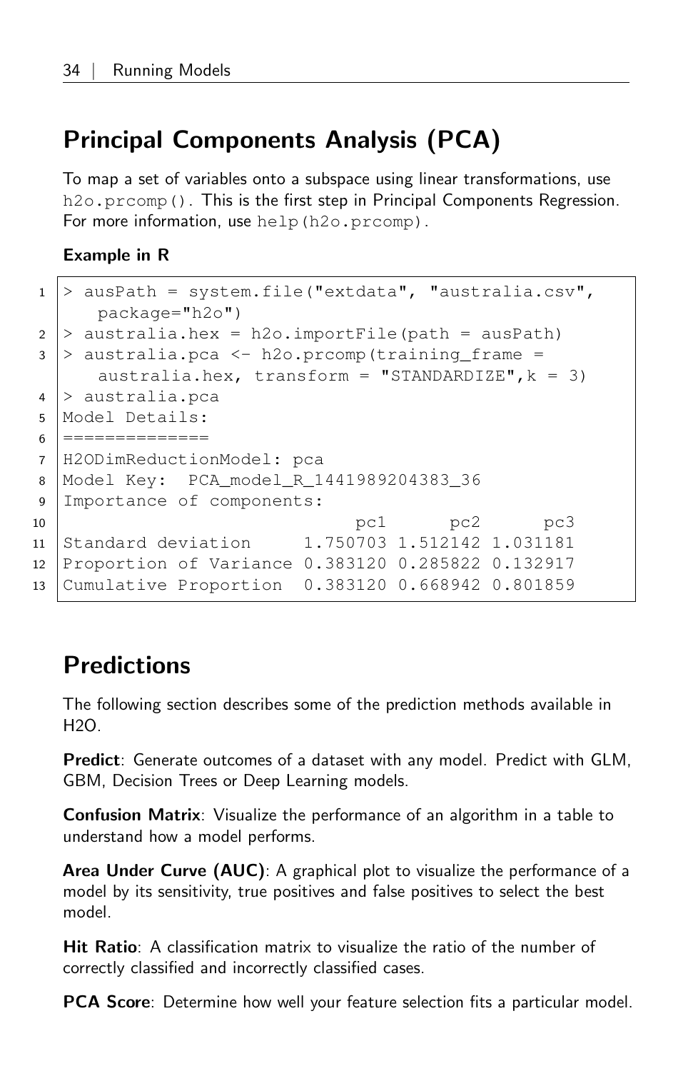## Principal Components Analysis (PCA)

To map a set of variables onto a subspace using linear transformations, use `h2o.prcomp()`. This is the first step in Principal Components Regression. For more information, use `help(h2o.prcomp)`.

**Example in R**

```
> ausPath = system.file("extdata", "australia.csv",
    package="h2o")
> australia.hex = h2o.importFile(path = ausPath)
> australia.pca <- h2o.prcomp(training_frame =
    australia.hex, transform = "STANDARDIZE",k = 3)
> australia.pca
Model Details:
==============
H2ODimReductionModel: pca
Model Key:  PCA_model_R_1441989204383_36
Importance of components:
                            pc1      pc2      pc3
Standard deviation     1.750703 1.512142 1.031181
Proportion of Variance 0.383120 0.285822 0.132917
Cumulative Proportion  0.383120 0.668942 0.801859
```

## Predictions

The following section describes some of the prediction methods available in H2O.

**Predict**: Generate outcomes of a dataset with any model. Predict with GLM, GBM, Decision Trees or Deep Learning models.

**Confusion Matrix**: Visualize the performance of an algorithm in a table to understand how a model performs.

**Area Under Curve (AUC)**: A graphical plot to visualize the performance of a model by its sensitivity, true positives and false positives to select the best model.

**Hit Ratio**: A classification matrix to visualize the ratio of the number of correctly classified and incorrectly classified cases.

**PCA Score**: Determine how well your feature selection fits a particular model.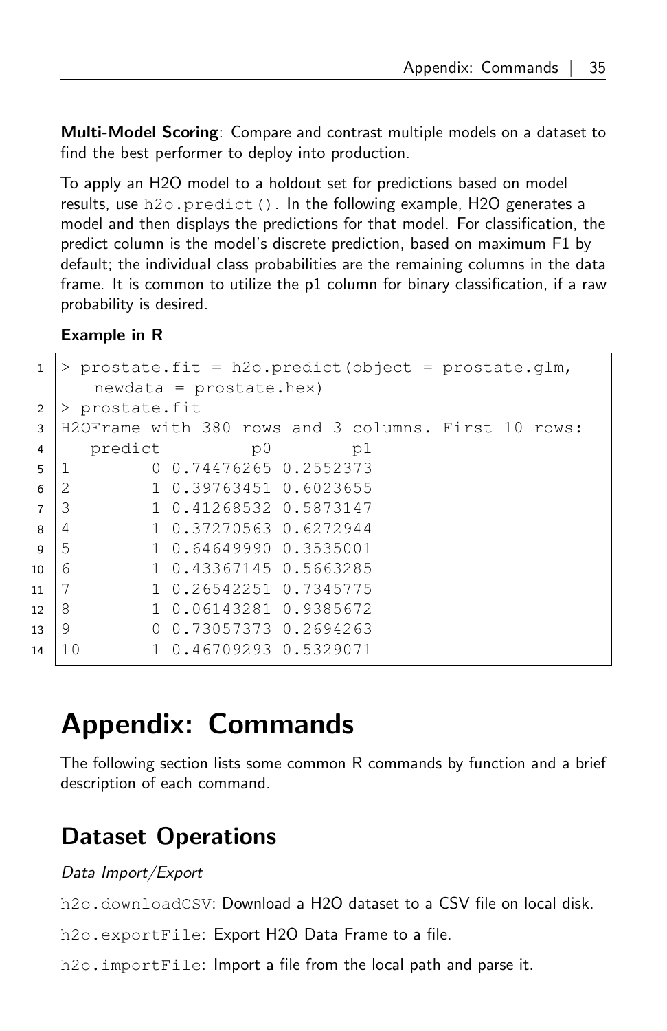**Multi-Model Scoring**: Compare and contrast multiple models on a dataset to find the best performer to deploy into production.

To apply an H2O model to a holdout set for predictions based on model results, use `h2o.predict()`. In the following example, H2O generates a model and then displays the predictions for that model. For classification, the predict column is the model's discrete prediction, based on maximum F1 by default; the individual class probabilities are the remaining columns in the data frame. It is common to utilize the p1 column for binary classification, if a raw probability is desired.

**Example in R**

```
> prostate.fit = h2o.predict(object = prostate.glm,
    newdata = prostate.hex)
> prostate.fit
H2OFrame with 380 rows and 3 columns. First 10 rows:
   predict         p0        p1
1        0 0.74476265 0.2552373
2        1 0.39763451 0.6023655
3        1 0.41268532 0.5873147
4        1 0.37270563 0.6272944
5        1 0.64649990 0.3535001
6        1 0.43367145 0.5663285
7        1 0.26542251 0.7345775
8        1 0.06143281 0.9385672
9        0 0.73057373 0.2694263
10       1 0.46709293 0.5329071
```

# Appendix: Commands

The following section lists some common R commands by function and a brief description of each command.

## Dataset Operations

*Data Import/Export*

`h2o.downloadCSV`: Download a H2O dataset to a CSV file on local disk.

`h2o.exportFile`: Export H2O Data Frame to a file.

`h2o.importFile`: Import a file from the local path and parse it.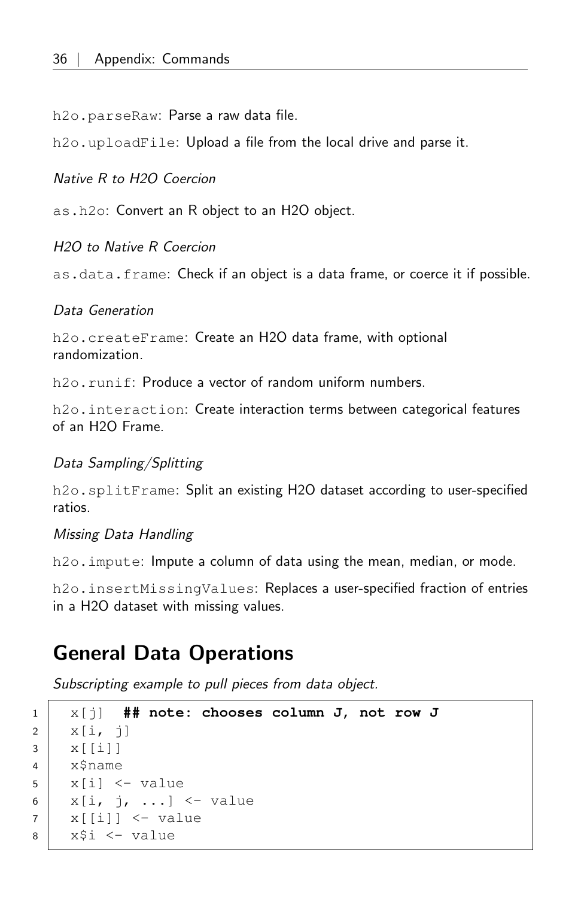`h2o.parseRaw`: Parse a raw data file.

`h2o.uploadFile`: Upload a file from the local drive and parse it.

*Native R to H2O Coercion*

`as.h2o`: Convert an R object to an H2O object.

*H2O to Native R Coercion*

`as.data.frame`: Check if an object is a data frame, or coerce it if possible.

*Data Generation*

`h2o.createFrame`: Create an H2O data frame, with optional randomization.

`h2o.runif`: Produce a vector of random uniform numbers.

`h2o.interaction`: Create interaction terms between categorical features of an H2O Frame.

*Data Sampling/Splitting*

`h2o.splitFrame`: Split an existing H2O dataset according to user-specified ratios.

*Missing Data Handling*

`h2o.impute`: Impute a column of data using the mean, median, or mode.

`h2o.insertMissingValues`: Replaces a user-specified fraction of entries in a H2O dataset with missing values.

## General Data Operations

*Subscripting example to pull pieces from data object.*

```
x[j]  ## note: chooses column J, not row J
x[i, j]
x[[i]]
x$name
x[i] <- value
x[i, j, ...] <- value
x[[i]] <- value
x$i <- value
```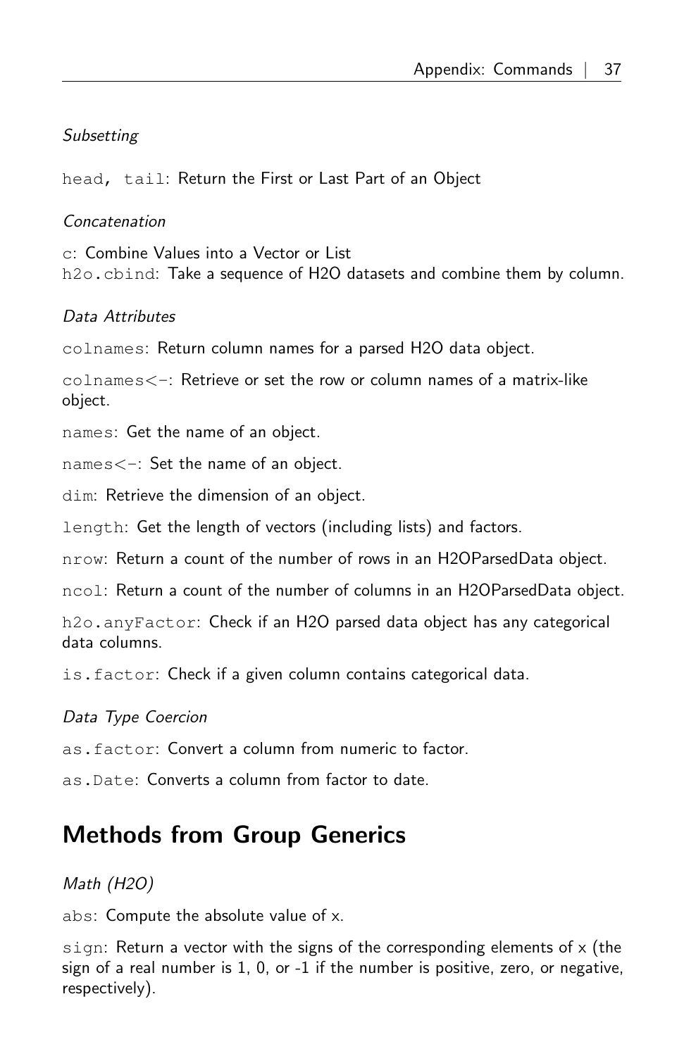*Subsetting*

`head, tail`: Return the First or Last Part of an Object

*Concatenation*

`c`: Combine Values into a Vector or List
`h2o.cbind`: Take a sequence of H2O datasets and combine them by column.

*Data Attributes*

`colnames`: Return column names for a parsed H2O data object.

`colnames<-`: Retrieve or set the row or column names of a matrix-like object.

`names`: Get the name of an object.

`names<-`: Set the name of an object.

`dim`: Retrieve the dimension of an object.

`length`: Get the length of vectors (including lists) and factors.

`nrow`: Return a count of the number of rows in an H2OParsedData object.

`ncol`: Return a count of the number of columns in an H2OParsedData object.

`h2o.anyFactor`: Check if an H2O parsed data object has any categorical data columns.

`is.factor`: Check if a given column contains categorical data.

*Data Type Coercion*

`as.factor`: Convert a column from numeric to factor.

`as.Date`: Converts a column from factor to date.

## Methods from Group Generics

*Math (H2O)*

`abs`: Compute the absolute value of x.

`sign`: Return a vector with the signs of the corresponding elements of x (the sign of a real number is 1, 0, or -1 if the number is positive, zero, or negative, respectively).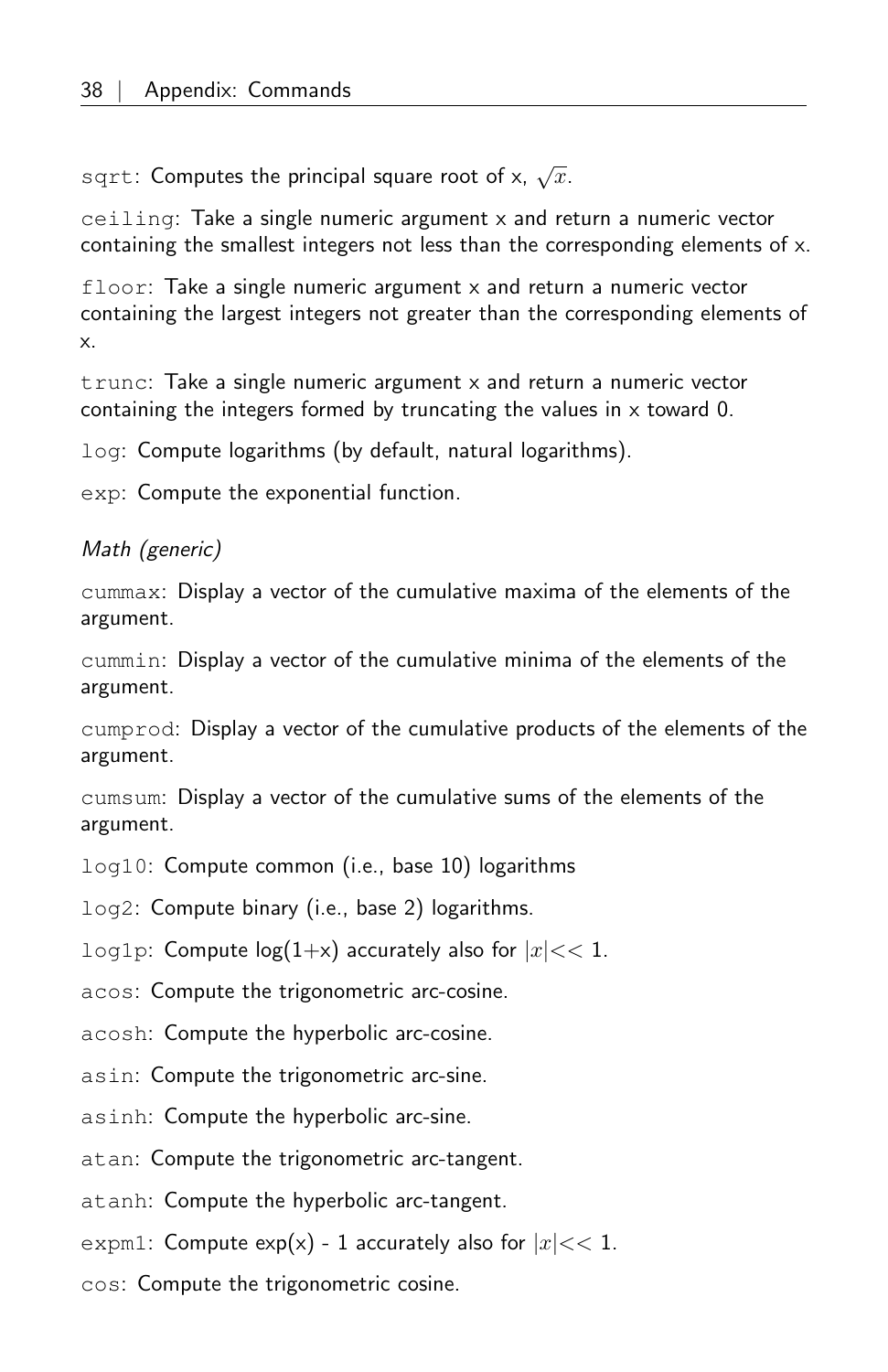`sqrt`: Computes the principal square root of x, $\sqrt{x}$.

`ceiling`: Take a single numeric argument x and return a numeric vector containing the smallest integers not less than the corresponding elements of x.

`floor`: Take a single numeric argument x and return a numeric vector containing the largest integers not greater than the corresponding elements of x.

`trunc`: Take a single numeric argument x and return a numeric vector containing the integers formed by truncating the values in x toward 0.

`log`: Compute logarithms (by default, natural logarithms).

`exp`: Compute the exponential function.

*Math (generic)*

`cummax`: Display a vector of the cumulative maxima of the elements of the argument.

`cummin`: Display a vector of the cumulative minima of the elements of the argument.

`cumprod`: Display a vector of the cumulative products of the elements of the argument.

`cumsum`: Display a vector of the cumulative sums of the elements of the argument.

`log10`: Compute common (i.e., base 10) logarithms

`log2`: Compute binary (i.e., base 2) logarithms.

`log1p`: Compute log(1+x) accurately also for $|x| << 1$.

`acos`: Compute the trigonometric arc-cosine.

`acosh`: Compute the hyperbolic arc-cosine.

`asin`: Compute the trigonometric arc-sine.

`asinh`: Compute the hyperbolic arc-sine.

`atan`: Compute the trigonometric arc-tangent.

`atanh`: Compute the hyperbolic arc-tangent.

`expm1`: Compute exp(x) - 1 accurately also for $|x| << 1$.

`cos`: Compute the trigonometric cosine.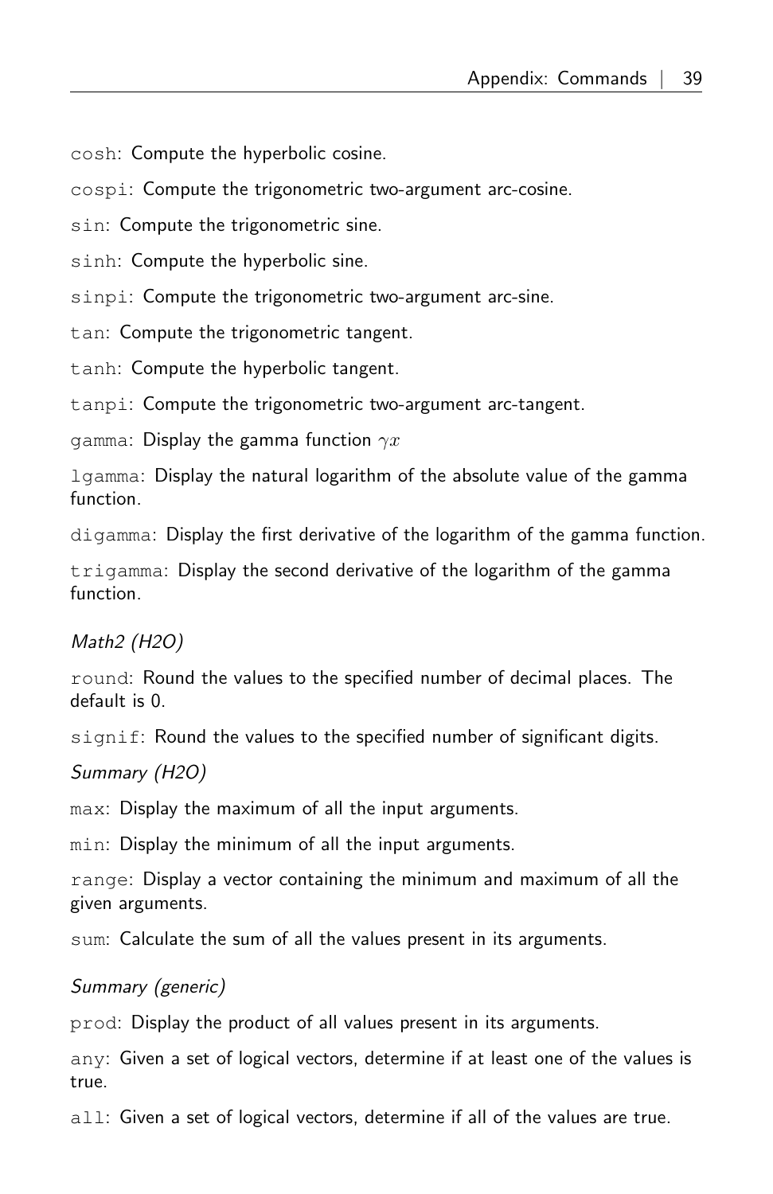`cosh`: Compute the hyperbolic cosine.

`cospi`: Compute the trigonometric two-argument arc-cosine.

`sin`: Compute the trigonometric sine.

`sinh`: Compute the hyperbolic sine.

`sinpi`: Compute the trigonometric two-argument arc-sine.

`tan`: Compute the trigonometric tangent.

`tanh`: Compute the hyperbolic tangent.

`tanpi`: Compute the trigonometric two-argument arc-tangent.

`gamma`: Display the gamma function $\gamma x$

`lgamma`: Display the natural logarithm of the absolute value of the gamma function.

`digamma`: Display the first derivative of the logarithm of the gamma function.

`trigamma`: Display the second derivative of the logarithm of the gamma function.

*Math2 (H2O)*

`round`: Round the values to the specified number of decimal places. The default is 0.

`signif`: Round the values to the specified number of significant digits.

*Summary (H2O)*

`max`: Display the maximum of all the input arguments.

`min`: Display the minimum of all the input arguments.

`range`: Display a vector containing the minimum and maximum of all the given arguments.

`sum`: Calculate the sum of all the values present in its arguments.

*Summary (generic)*

`prod`: Display the product of all values present in its arguments.

`any`: Given a set of logical vectors, determine if at least one of the values is true.

`all`: Given a set of logical vectors, determine if all of the values are true.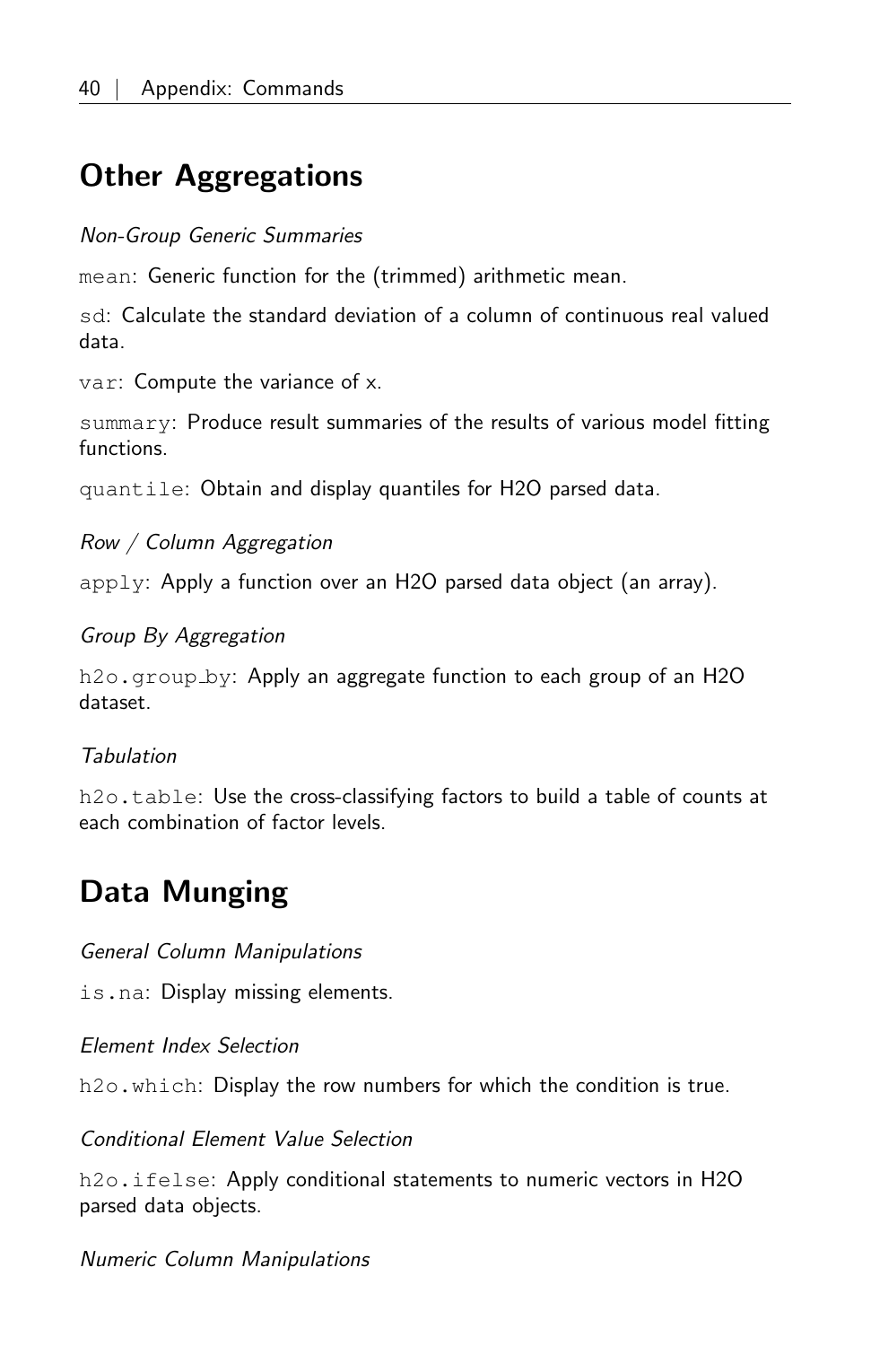## Other Aggregations

*Non-Group Generic Summaries*

`mean`: Generic function for the (trimmed) arithmetic mean.

`sd`: Calculate the standard deviation of a column of continuous real valued data.

`var`: Compute the variance of x.

`summary`: Produce result summaries of the results of various model fitting functions.

`quantile`: Obtain and display quantiles for H2O parsed data.

*Row / Column Aggregation*

`apply`: Apply a function over an H2O parsed data object (an array).

*Group By Aggregation*

`h2o.group_by`: Apply an aggregate function to each group of an H2O dataset.

*Tabulation*

`h2o.table`: Use the cross-classifying factors to build a table of counts at each combination of factor levels.

## Data Munging

*General Column Manipulations*

`is.na`: Display missing elements.

*Element Index Selection*

`h2o.which`: Display the row numbers for which the condition is true.

*Conditional Element Value Selection*

`h2o.ifelse`: Apply conditional statements to numeric vectors in H2O parsed data objects.

*Numeric Column Manipulations*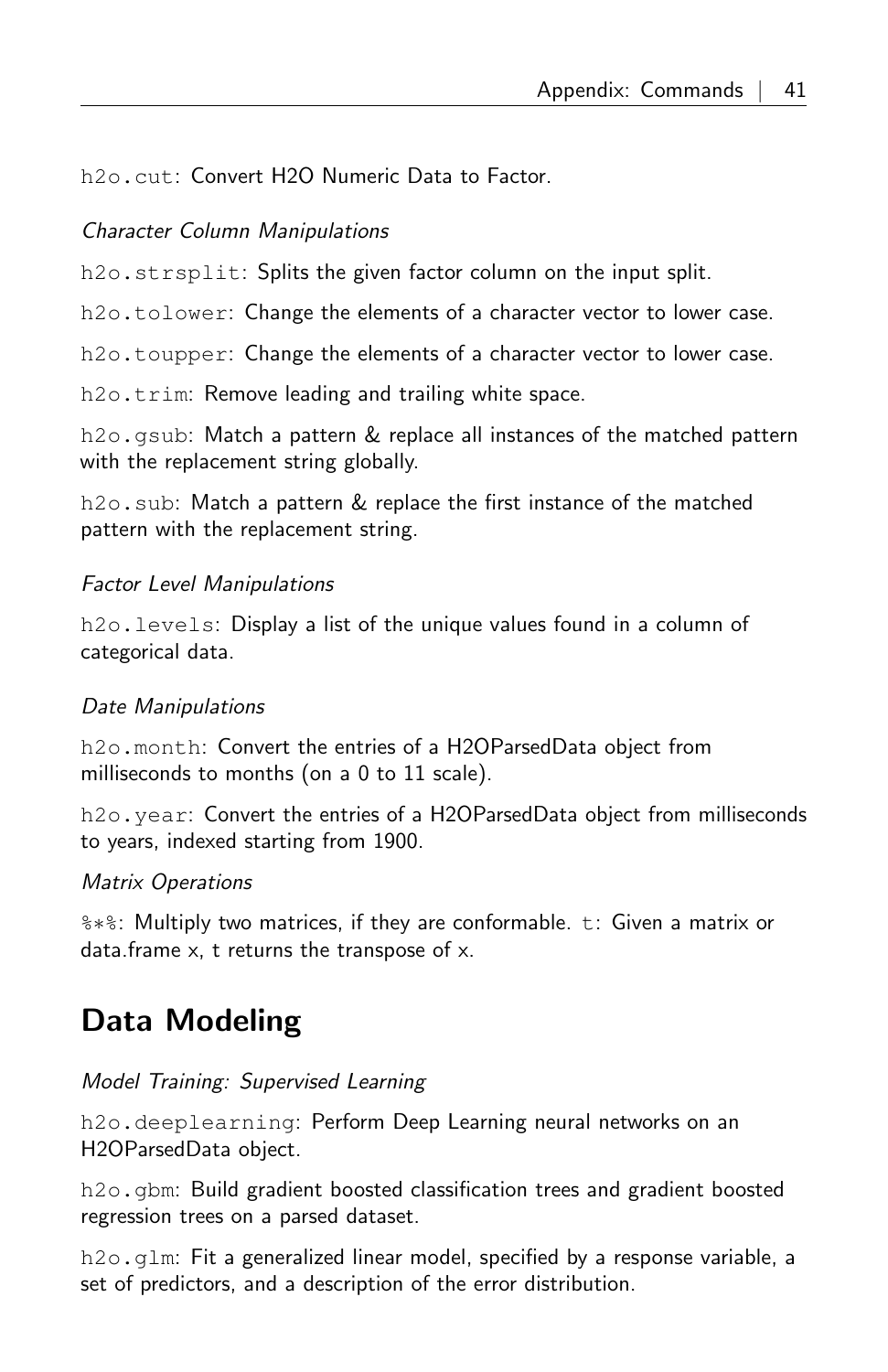`h2o.cut`: Convert H2O Numeric Data to Factor.

*Character Column Manipulations*

`h2o.strsplit`: Splits the given factor column on the input split.

`h2o.tolower`: Change the elements of a character vector to lower case.

`h2o.toupper`: Change the elements of a character vector to lower case.

`h2o.trim`: Remove leading and trailing white space.

`h2o.gsub`: Match a pattern & replace all instances of the matched pattern with the replacement string globally.

`h2o.sub`: Match a pattern & replace the first instance of the matched pattern with the replacement string.

*Factor Level Manipulations*

`h2o.levels`: Display a list of the unique values found in a column of categorical data.

*Date Manipulations*

`h2o.month`: Convert the entries of a H2OParsedData object from milliseconds to months (on a 0 to 11 scale).

`h2o.year`: Convert the entries of a H2OParsedData object from milliseconds to years, indexed starting from 1900.

*Matrix Operations*

`%*%`: Multiply two matrices, if they are conformable. `t`: Given a matrix or data.frame x, t returns the transpose of x.

## Data Modeling

*Model Training: Supervised Learning*

`h2o.deeplearning`: Perform Deep Learning neural networks on an H2OParsedData object.

`h2o.gbm`: Build gradient boosted classification trees and gradient boosted regression trees on a parsed dataset.

`h2o.glm`: Fit a generalized linear model, specified by a response variable, a set of predictors, and a description of the error distribution.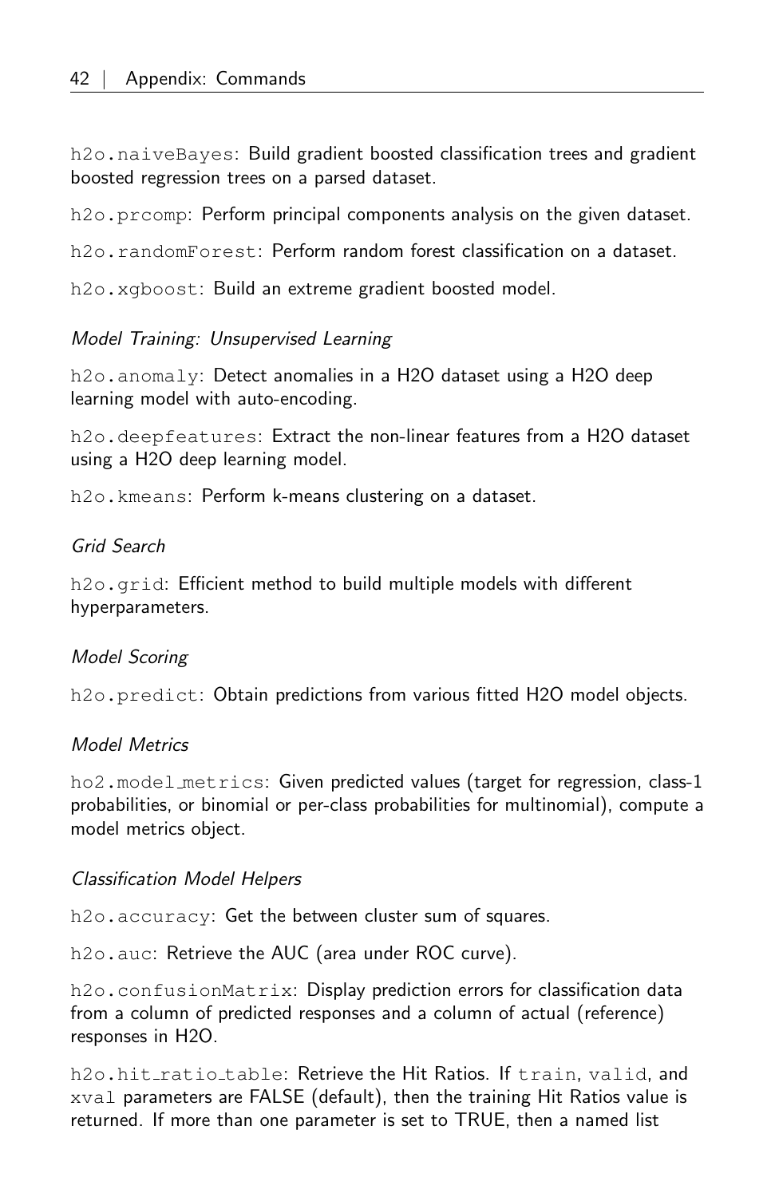`h2o.naiveBayes`: Build gradient boosted classification trees and gradient boosted regression trees on a parsed dataset.

`h2o.prcomp`: Perform principal components analysis on the given dataset.

`h2o.randomForest`: Perform random forest classification on a dataset.

`h2o.xgboost`: Build an extreme gradient boosted model.

*Model Training: Unsupervised Learning*

`h2o.anomaly`: Detect anomalies in a H2O dataset using a H2O deep learning model with auto-encoding.

`h2o.deepfeatures`: Extract the non-linear features from a H2O dataset using a H2O deep learning model.

`h2o.kmeans`: Perform k-means clustering on a dataset.

*Grid Search*

`h2o.grid`: Efficient method to build multiple models with different hyperparameters.

*Model Scoring*

`h2o.predict`: Obtain predictions from various fitted H2O model objects.

*Model Metrics*

`ho2.model_metrics`: Given predicted values (target for regression, class-1 probabilities, or binomial or per-class probabilities for multinomial), compute a model metrics object.

*Classification Model Helpers*

`h2o.accuracy`: Get the between cluster sum of squares.

`h2o.auc`: Retrieve the AUC (area under ROC curve).

`h2o.confusionMatrix`: Display prediction errors for classification data from a column of predicted responses and a column of actual (reference) responses in H2O.

`h2o.hit_ratio_table`: Retrieve the Hit Ratios. If `train`, `valid`, and `xval` parameters are FALSE (default), then the training Hit Ratios value is returned. If more than one parameter is set to TRUE, then a named list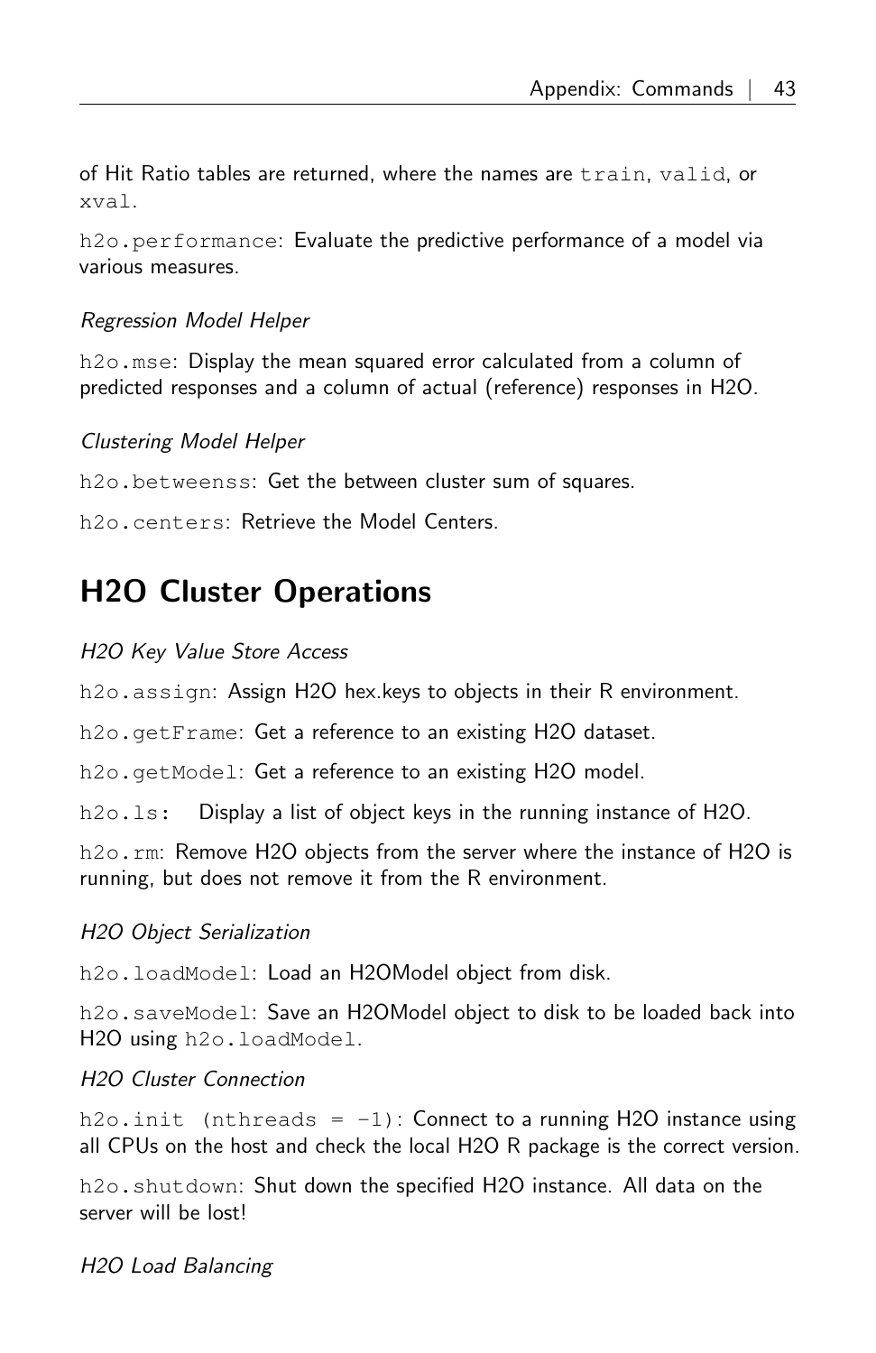of Hit Ratio tables are returned, where the names are `train`, `valid`, or `xval`.

`h2o.performance`: Evaluate the predictive performance of a model via various measures.

*Regression Model Helper*

`h2o.mse`: Display the mean squared error calculated from a column of predicted responses and a column of actual (reference) responses in H2O.

*Clustering Model Helper*

`h2o.betweenss`: Get the between cluster sum of squares.

`h2o.centers`: Retrieve the Model Centers.

## H2O Cluster Operations

*H2O Key Value Store Access*

`h2o.assign`: Assign H2O hex.keys to objects in their R environment.

`h2o.getFrame`: Get a reference to an existing H2O dataset.

`h2o.getModel`: Get a reference to an existing H2O model.

`h2o.ls`: Display a list of object keys in the running instance of H2O.

`h2o.rm`: Remove H2O objects from the server where the instance of H2O is running, but does not remove it from the R environment.

*H2O Object Serialization*

`h2o.loadModel`: Load an H2OModel object from disk.

`h2o.saveModel`: Save an H2OModel object to disk to be loaded back into H2O using `h2o.loadModel`.

*H2O Cluster Connection*

`h2o.init (nthreads = -1)`: Connect to a running H2O instance using all CPUs on the host and check the local H2O R package is the correct version.

`h2o.shutdown`: Shut down the specified H2O instance. All data on the server will be lost!

*H2O Load Balancing*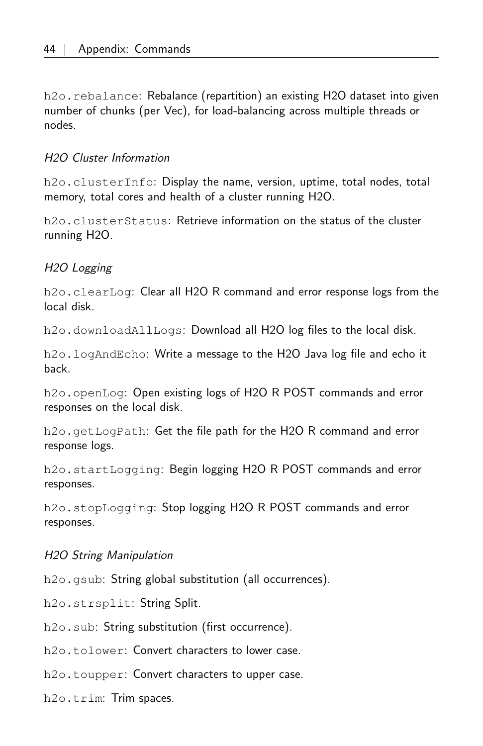`h2o.rebalance`: Rebalance (repartition) an existing H2O dataset into given number of chunks (per Vec), for load-balancing across multiple threads or nodes.

*H2O Cluster Information*

`h2o.clusterInfo`: Display the name, version, uptime, total nodes, total memory, total cores and health of a cluster running H2O.

`h2o.clusterStatus`: Retrieve information on the status of the cluster running H2O.

*H2O Logging*

`h2o.clearLog`: Clear all H2O R command and error response logs from the local disk.

`h2o.downloadAllLogs`: Download all H2O log files to the local disk.

`h2o.logAndEcho`: Write a message to the H2O Java log file and echo it back.

`h2o.openLog`: Open existing logs of H2O R POST commands and error responses on the local disk.

`h2o.getLogPath`: Get the file path for the H2O R command and error response logs.

`h2o.startLogging`: Begin logging H2O R POST commands and error responses.

`h2o.stopLogging`: Stop logging H2O R POST commands and error responses.

*H2O String Manipulation*

`h2o.gsub`: String global substitution (all occurrences).

`h2o.strsplit`: String Split.

`h2o.sub`: String substitution (first occurrence).

`h2o.tolower`: Convert characters to lower case.

`h2o.toupper`: Convert characters to upper case.

`h2o.trim`: Trim spaces.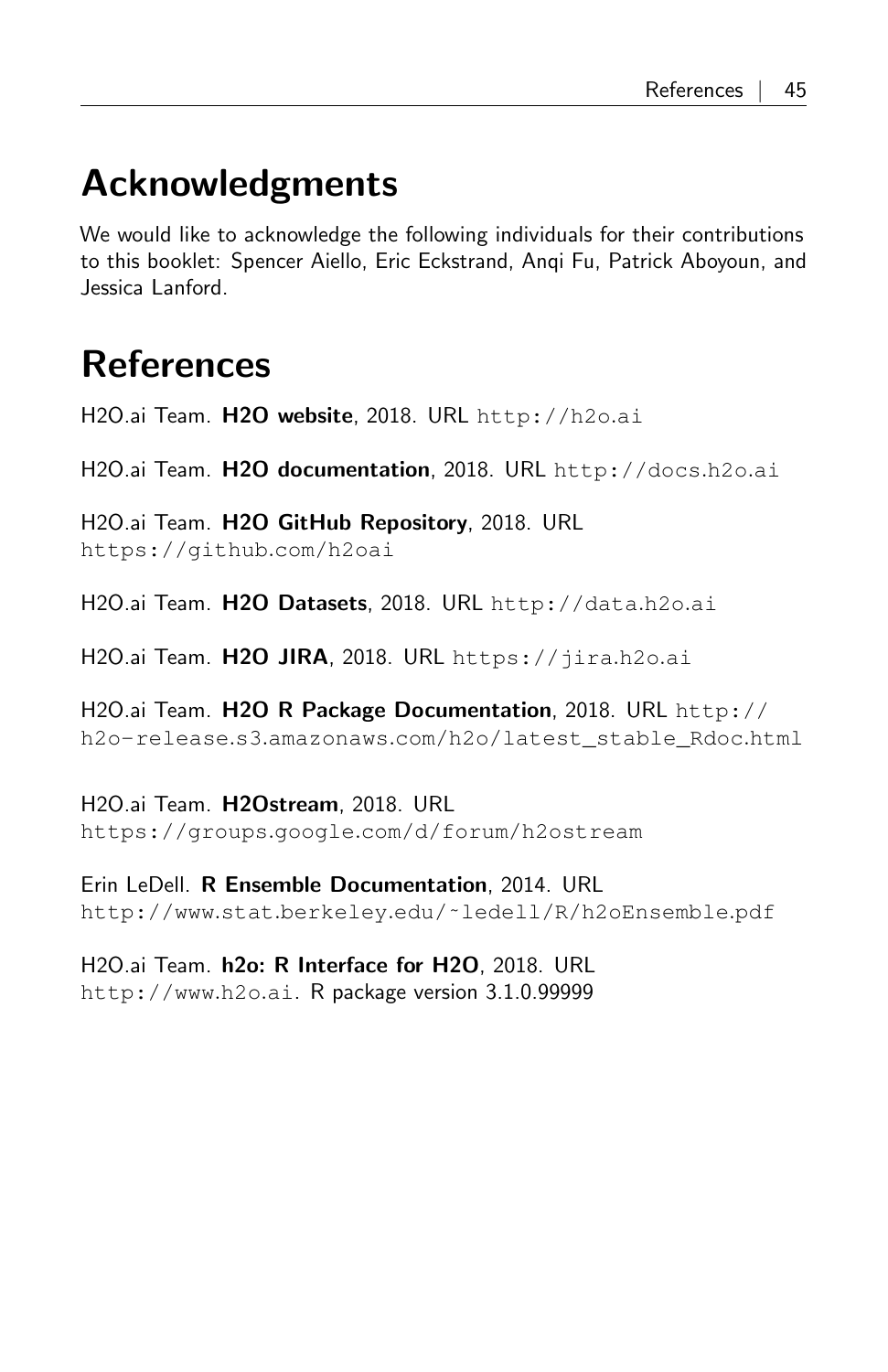# Acknowledgments

We would like to acknowledge the following individuals for their contributions to this booklet: Spencer Aiello, Eric Eckstrand, Anqi Fu, Patrick Aboyoun, and Jessica Lanford.

# References

H2O.ai Team. **H2O website**, 2018. URL http://h2o.ai

H2O.ai Team. **H2O documentation**, 2018. URL http://docs.h2o.ai

H2O.ai Team. **H2O GitHub Repository**, 2018. URL https://github.com/h2oai

H2O.ai Team. **H2O Datasets**, 2018. URL http://data.h2o.ai

H2O.ai Team. **H2O JIRA**, 2018. URL https://jira.h2o.ai

H2O.ai Team. **H2O R Package Documentation**, 2018. URL http://h2o-release.s3.amazonaws.com/h2o/latest_stable_Rdoc.html

H2O.ai Team. **H2Ostream**, 2018. URL https://groups.google.com/d/forum/h2ostream

Erin LeDell. **R Ensemble Documentation**, 2014. URL http://www.stat.berkeley.edu/~ledell/R/h2oEnsemble.pdf

H2O.ai Team. **h2o: R Interface for H2O**, 2018. URL http://www.h2o.ai. R package version 3.1.0.99999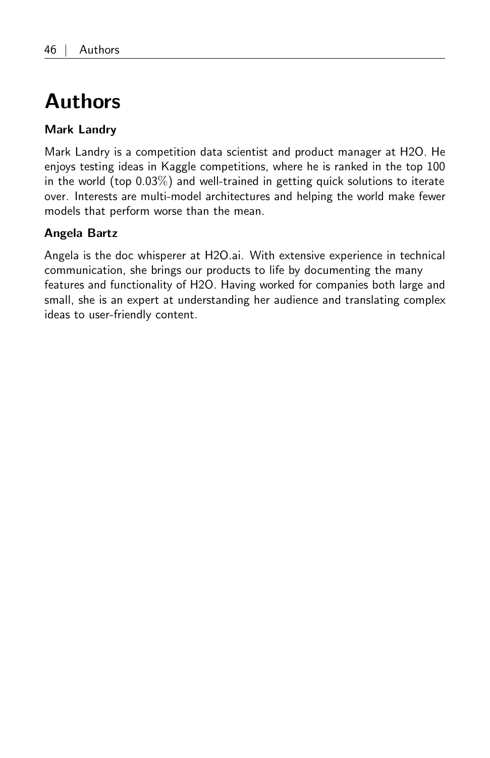# Authors

**Mark Landry**

Mark Landry is a competition data scientist and product manager at H2O. He enjoys testing ideas in Kaggle competitions, where he is ranked in the top 100 in the world (top 0.03%) and well-trained in getting quick solutions to iterate over. Interests are multi-model architectures and helping the world make fewer models that perform worse than the mean.

**Angela Bartz**

Angela is the doc whisperer at H2O.ai. With extensive experience in technical communication, she brings our products to life by documenting the many features and functionality of H2O. Having worked for companies both large and small, she is an expert at understanding her audience and translating complex ideas to user-friendly content.